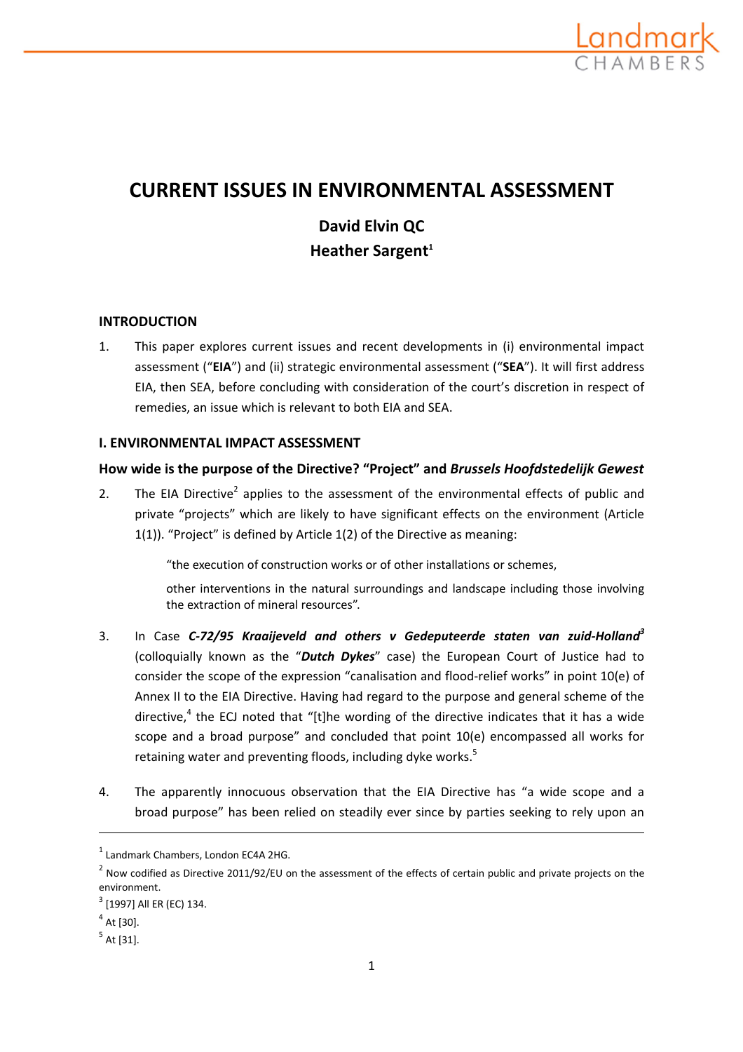# CURRENT ISSUES IN ENVIRONMENTAL ASSESSMENT

**David Elvin QC**

**Heather Sargent**[1]

## INTRODUCTION

1. This paper explores current issues and recent developments in (i) environmental impact assessment ("**EIA**") and (ii) strategic environmental assessment ("**SEA**"). It will first address EIA, then SEA, before concluding with consideration of the court's discretion in respect of remedies, an issue which is relevant to both EIA and SEA.

## I. ENVIRONMENTAL IMPACT ASSESSMENT

### How wide is the purpose of the Directive? "Project" and *Brussels Hoofdstedelijk Gewest*

2. The EIA Directive[2] applies to the assessment of the environmental effects of public and private "projects" which are likely to have significant effects on the environment (Article 1(1)). "Project" is defined by Article 1(2) of the Directive as meaning:

   > "the execution of construction works or of other installations or schemes,
   >
   > other interventions in the natural surroundings and landscape including those involving the extraction of mineral resources".

3. In Case ***C-72/95 Kraaijeveld and others v Gedeputeerde staten van zuid-Holland***[3] (colloquially known as the "***Dutch Dykes***" case) the European Court of Justice had to consider the scope of the expression "canalisation and flood-relief works" in point 10(e) of Annex II to the EIA Directive. Having had regard to the purpose and general scheme of the directive,[4] the ECJ noted that "[t]he wording of the directive indicates that it has a wide scope and a broad purpose" and concluded that point 10(e) encompassed all works for retaining water and preventing floods, including dyke works.[5]

4. The apparently innocuous observation that the EIA Directive has "a wide scope and a broad purpose" has been relied on steadily ever since by parties seeking to rely upon an

---

[1] Landmark Chambers, London EC4A 2HG.

[2] Now codified as Directive 2011/92/EU on the assessment of the effects of certain public and private projects on the environment.

[3] [1997] All ER (EC) 134.

[4] At [30].

[5] At [31].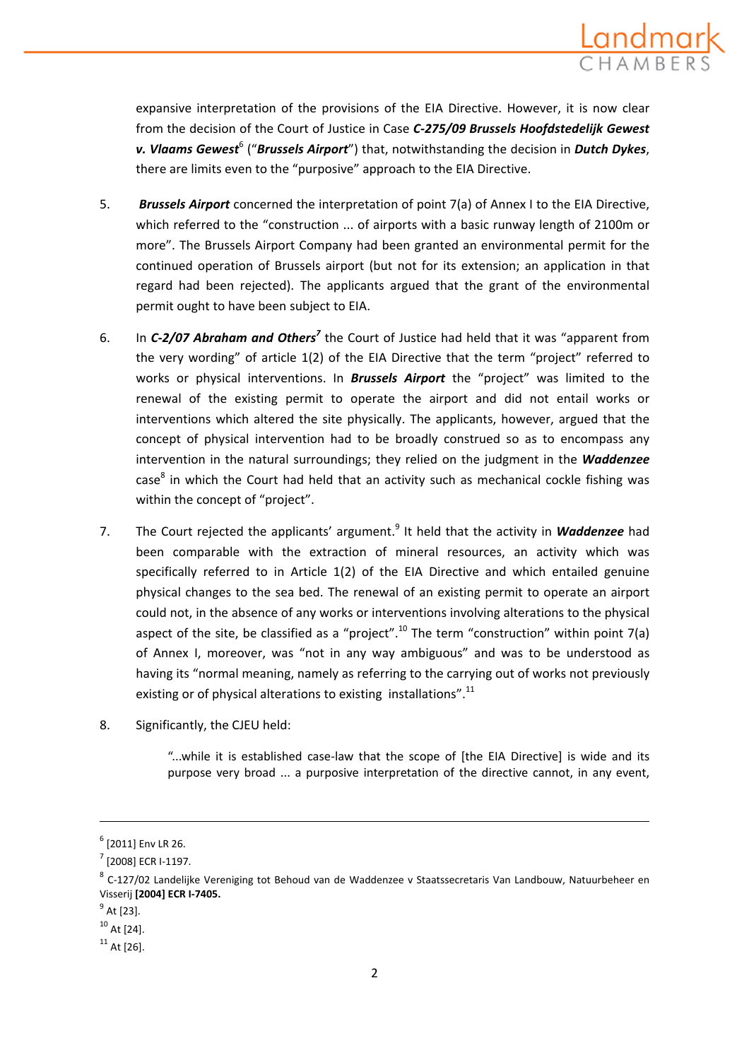expansive interpretation of the provisions of the EIA Directive. However, it is now clear from the decision of the Court of Justice in Case ***C-275/09 Brussels Hoofdstedelijk Gewest v. Vlaams Gewest***[6] ("***Brussels Airport***") that, notwithstanding the decision in ***Dutch Dykes***, there are limits even to the "purposive" approach to the EIA Directive.

5. ***Brussels Airport*** concerned the interpretation of point 7(a) of Annex I to the EIA Directive, which referred to the "construction ... of airports with a basic runway length of 2100m or more". The Brussels Airport Company had been granted an environmental permit for the continued operation of Brussels airport (but not for its extension; an application in that regard had been rejected). The applicants argued that the grant of the environmental permit ought to have been subject to EIA.

6. In ***C-2/07 Abraham and Others***[7] the Court of Justice had held that it was "apparent from the very wording" of article 1(2) of the EIA Directive that the term "project" referred to works or physical interventions. In ***Brussels Airport*** the "project" was limited to the renewal of the existing permit to operate the airport and did not entail works or interventions which altered the site physically. The applicants, however, argued that the concept of physical intervention had to be broadly construed so as to encompass any intervention in the natural surroundings; they relied on the judgment in the ***Waddenzee*** case[8] in which the Court had held that an activity such as mechanical cockle fishing was within the concept of "project".

7. The Court rejected the applicants' argument.[9] It held that the activity in ***Waddenzee*** had been comparable with the extraction of mineral resources, an activity which was specifically referred to in Article 1(2) of the EIA Directive and which entailed genuine physical changes to the sea bed. The renewal of an existing permit to operate an airport could not, in the absence of any works or interventions involving alterations to the physical aspect of the site, be classified as a "project".[10] The term "construction" within point 7(a) of Annex I, moreover, was "not in any way ambiguous" and was to be understood as having its "normal meaning, namely as referring to the carrying out of works not previously existing or of physical alterations to existing installations".[11]

8. Significantly, the CJEU held:

> "...while it is established case-law that the scope of [the EIA Directive] is wide and its purpose very broad ... a purposive interpretation of the directive cannot, in any event,

---

[6] [2011] Env LR 26.

[7] [2008] ECR I-1197.

[8] C-127/02 Landelijke Vereniging tot Behoud van de Waddenzee v Staatssecretaris Van Landbouw, Natuurbeheer en Visserij **[2004] ECR I-7405.**

[9] At [23].

[10] At [24].

[11] At [26].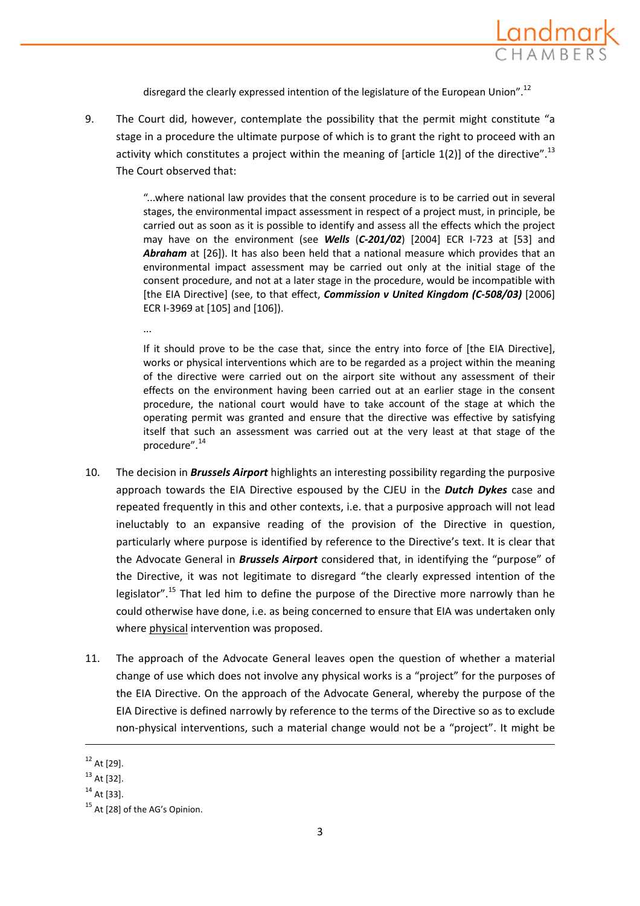disregard the clearly expressed intention of the legislature of the European Union".[12]

9. The Court did, however, contemplate the possibility that the permit might constitute "a stage in a procedure the ultimate purpose of which is to grant the right to proceed with an activity which constitutes a project within the meaning of [article 1(2)] of the directive".[13] The Court observed that:

> "...where national law provides that the consent procedure is to be carried out in several stages, the environmental impact assessment in respect of a project must, in principle, be carried out as soon as it is possible to identify and assess all the effects which the project may have on the environment (see ***Wells*** (***C-201/02***) [2004] ECR I-723 at [53] and ***Abraham*** at [26]). It has also been held that a national measure which provides that an environmental impact assessment may be carried out only at the initial stage of the consent procedure, and not at a later stage in the procedure, would be incompatible with [the EIA Directive] (see, to that effect, ***Commission v United Kingdom (C-508/03)*** [2006] ECR I-3969 at [105] and [106]).
>
> ...
>
> If it should prove to be the case that, since the entry into force of [the EIA Directive], works or physical interventions which are to be regarded as a project within the meaning of the directive were carried out on the airport site without any assessment of their effects on the environment having been carried out at an earlier stage in the consent procedure, the national court would have to take account of the stage at which the operating permit was granted and ensure that the directive was effective by satisfying itself that such an assessment was carried out at the very least at that stage of the procedure".[14]

10. The decision in ***Brussels Airport*** highlights an interesting possibility regarding the purposive approach towards the EIA Directive espoused by the CJEU in the ***Dutch Dykes*** case and repeated frequently in this and other contexts, i.e. that a purposive approach will not lead ineluctably to an expansive reading of the provision of the Directive in question, particularly where purpose is identified by reference to the Directive's text. It is clear that the Advocate General in ***Brussels Airport*** considered that, in identifying the "purpose" of the Directive, it was not legitimate to disregard "the clearly expressed intention of the legislator".[15] That led him to define the purpose of the Directive more narrowly than he could otherwise have done, i.e. as being concerned to ensure that EIA was undertaken only where <u>physical</u> intervention was proposed.

11. The approach of the Advocate General leaves open the question of whether a material change of use which does not involve any physical works is a "project" for the purposes of the EIA Directive. On the approach of the Advocate General, whereby the purpose of the EIA Directive is defined narrowly by reference to the terms of the Directive so as to exclude non-physical interventions, such a material change would not be a "project". It might be

---

[12] At [29].

[13] At [32].

[14] At [33].

[15] At [28] of the AG's Opinion.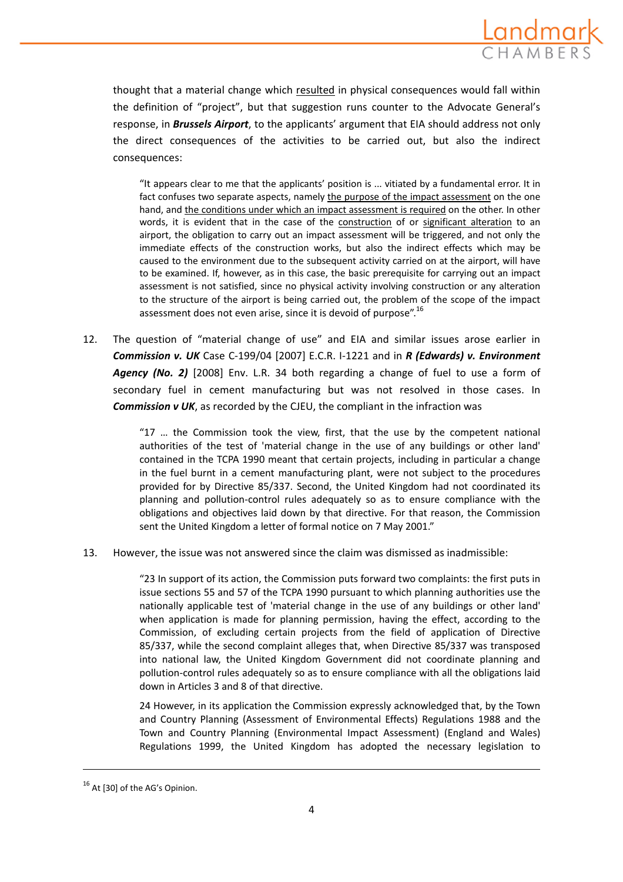thought that a material change which <u>resulted</u> in physical consequences would fall within the definition of "project", but that suggestion runs counter to the Advocate General's response, in ***Brussels Airport***, to the applicants' argument that EIA should address not only the direct consequences of the activities to be carried out, but also the indirect consequences:

> "It appears clear to me that the applicants' position is ... vitiated by a fundamental error. It in fact confuses two separate aspects, namely <u>the purpose of the impact assessment</u> on the one hand, and <u>the conditions under which an impact assessment is required</u> on the other. In other words, it is evident that in the case of the <u>construction</u> of or <u>significant alteration</u> to an airport, the obligation to carry out an impact assessment will be triggered, and not only the immediate effects of the construction works, but also the indirect effects which may be caused to the environment due to the subsequent activity carried on at the airport, will have to be examined. If, however, as in this case, the basic prerequisite for carrying out an impact assessment is not satisfied, since no physical activity involving construction or any alteration to the structure of the airport is being carried out, the problem of the scope of the impact assessment does not even arise, since it is devoid of purpose".[16]

12. The question of "material change of use" and EIA and similar issues arose earlier in ***Commission v. UK*** Case C-199/04 [2007] E.C.R. I-1221 and in ***R (Edwards) v. Environment Agency (No. 2)*** [2008] Env. L.R. 34 both regarding a change of fuel to use a form of secondary fuel in cement manufacturing but was not resolved in those cases. In ***Commission v UK***, as recorded by the CJEU, the compliant in the infraction was

> "17 … the Commission took the view, first, that the use by the competent national authorities of the test of 'material change in the use of any buildings or other land' contained in the TCPA 1990 meant that certain projects, including in particular a change in the fuel burnt in a cement manufacturing plant, were not subject to the procedures provided for by Directive 85/337. Second, the United Kingdom had not coordinated its planning and pollution-control rules adequately so as to ensure compliance with the obligations and objectives laid down by that directive. For that reason, the Commission sent the United Kingdom a letter of formal notice on 7 May 2001."

13. However, the issue was not answered since the claim was dismissed as inadmissible:

> "23 In support of its action, the Commission puts forward two complaints: the first puts in issue sections 55 and 57 of the TCPA 1990 pursuant to which planning authorities use the nationally applicable test of 'material change in the use of any buildings or other land' when application is made for planning permission, having the effect, according to the Commission, of excluding certain projects from the field of application of Directive 85/337, while the second complaint alleges that, when Directive 85/337 was transposed into national law, the United Kingdom Government did not coordinate planning and pollution-control rules adequately so as to ensure compliance with all the obligations laid down in Articles 3 and 8 of that directive.
>
> 24 However, in its application the Commission expressly acknowledged that, by the Town and Country Planning (Assessment of Environmental Effects) Regulations 1988 and the Town and Country Planning (Environmental Impact Assessment) (England and Wales) Regulations 1999, the United Kingdom has adopted the necessary legislation to

---

[16] At [30] of the AG's Opinion.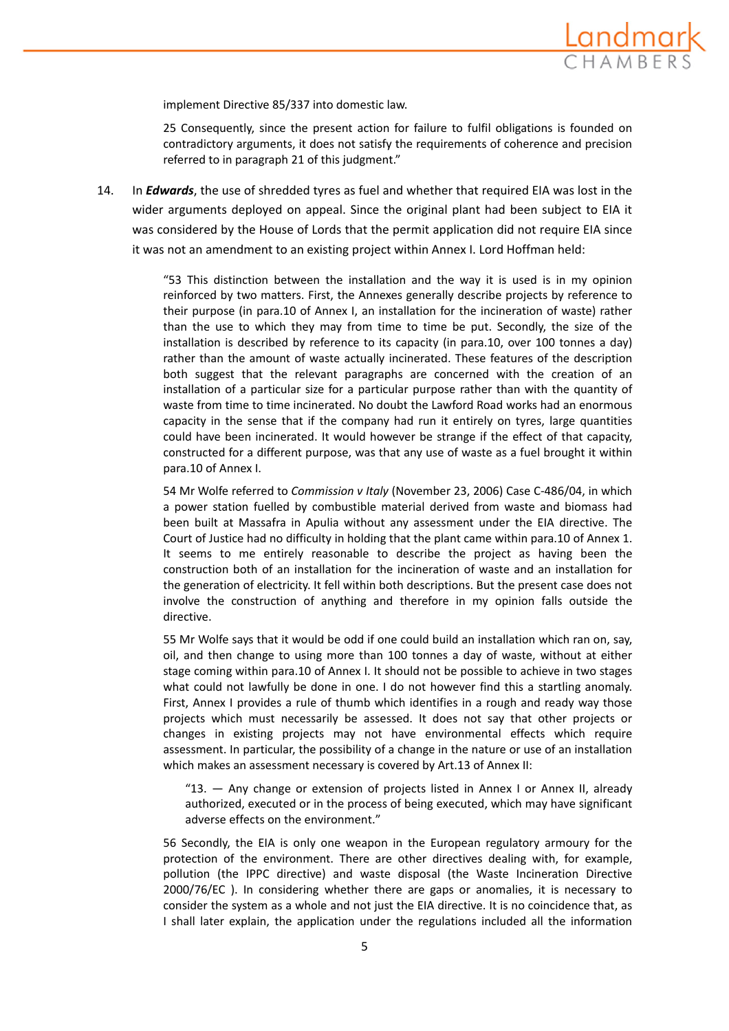implement Directive 85/337 into domestic law.

> 25 Consequently, since the present action for failure to fulfil obligations is founded on contradictory arguments, it does not satisfy the requirements of coherence and precision referred to in paragraph 21 of this judgment."

14. In ***Edwards***, the use of shredded tyres as fuel and whether that required EIA was lost in the wider arguments deployed on appeal. Since the original plant had been subject to EIA it was considered by the House of Lords that the permit application did not require EIA since it was not an amendment to an existing project within Annex I. Lord Hoffman held:

> "53 This distinction between the installation and the way it is used is in my opinion reinforced by two matters. First, the Annexes generally describe projects by reference to their purpose (in para.10 of Annex I, an installation for the incineration of waste) rather than the use to which they may from time to time be put. Secondly, the size of the installation is described by reference to its capacity (in para.10, over 100 tonnes a day) rather than the amount of waste actually incinerated. These features of the description both suggest that the relevant paragraphs are concerned with the creation of an installation of a particular size for a particular purpose rather than with the quantity of waste from time to time incinerated. No doubt the Lawford Road works had an enormous capacity in the sense that if the company had run it entirely on tyres, large quantities could have been incinerated. It would however be strange if the effect of that capacity, constructed for a different purpose, was that any use of waste as a fuel brought it within para.10 of Annex I.
>
> 54 Mr Wolfe referred to *Commission v Italy* (November 23, 2006) Case C-486/04, in which a power station fuelled by combustible material derived from waste and biomass had been built at Massafra in Apulia without any assessment under the EIA directive. The Court of Justice had no difficulty in holding that the plant came within para.10 of Annex 1. It seems to me entirely reasonable to describe the project as having been the construction both of an installation for the incineration of waste and an installation for the generation of electricity. It fell within both descriptions. But the present case does not involve the construction of anything and therefore in my opinion falls outside the directive.
>
> 55 Mr Wolfe says that it would be odd if one could build an installation which ran on, say, oil, and then change to using more than 100 tonnes a day of waste, without at either stage coming within para.10 of Annex I. It should not be possible to achieve in two stages what could not lawfully be done in one. I do not however find this a startling anomaly. First, Annex I provides a rule of thumb which identifies in a rough and ready way those projects which must necessarily be assessed. It does not say that other projects or changes in existing projects may not have environmental effects which require assessment. In particular, the possibility of a change in the nature or use of an installation which makes an assessment necessary is covered by Art.13 of Annex II:
>
> > "13. — Any change or extension of projects listed in Annex I or Annex II, already authorized, executed or in the process of being executed, which may have significant adverse effects on the environment."
>
> 56 Secondly, the EIA is only one weapon in the European regulatory armoury for the protection of the environment. There are other directives dealing with, for example, pollution (the IPPC directive) and waste disposal (the Waste Incineration Directive 2000/76/EC ). In considering whether there are gaps or anomalies, it is necessary to consider the system as a whole and not just the EIA directive. It is no coincidence that, as I shall later explain, the application under the regulations included all the information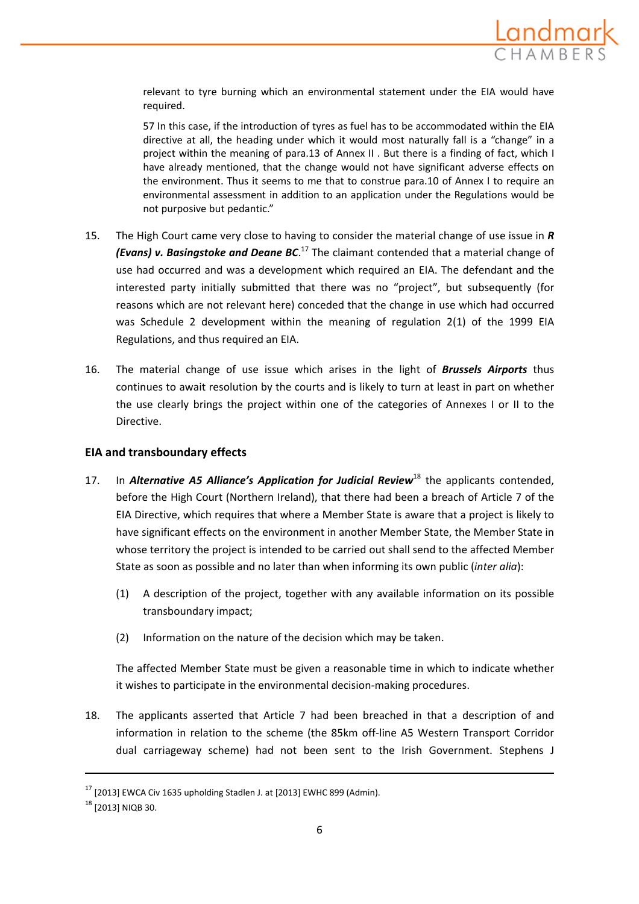relevant to tyre burning which an environmental statement under the EIA would have required.

57 In this case, if the introduction of tyres as fuel has to be accommodated within the EIA directive at all, the heading under which it would most naturally fall is a "change" in a project within the meaning of para.13 of Annex II . But there is a finding of fact, which I have already mentioned, that the change would not have significant adverse effects on the environment. Thus it seems to me that to construe para.10 of Annex I to require an environmental assessment in addition to an application under the Regulations would be not purposive but pedantic."

15. The High Court came very close to having to consider the material change of use issue in ***R (Evans) v. Basingstoke and Deane BC***.[17] The claimant contended that a material change of use had occurred and was a development which required an EIA. The defendant and the interested party initially submitted that there was no "project", but subsequently (for reasons which are not relevant here) conceded that the change in use which had occurred was Schedule 2 development within the meaning of regulation 2(1) of the 1999 EIA Regulations, and thus required an EIA.

16. The material change of use issue which arises in the light of ***Brussels Airports*** thus continues to await resolution by the courts and is likely to turn at least in part on whether the use clearly brings the project within one of the categories of Annexes I or II to the Directive.

## EIA and transboundary effects

17. In ***Alternative A5 Alliance's Application for Judicial Review***[18] the applicants contended, before the High Court (Northern Ireland), that there had been a breach of Article 7 of the EIA Directive, which requires that where a Member State is aware that a project is likely to have significant effects on the environment in another Member State, the Member State in whose territory the project is intended to be carried out shall send to the affected Member State as soon as possible and no later than when informing its own public (*inter alia*):

    (1) A description of the project, together with any available information on its possible transboundary impact;

    (2) Information on the nature of the decision which may be taken.

    The affected Member State must be given a reasonable time in which to indicate whether it wishes to participate in the environmental decision-making procedures.

18. The applicants asserted that Article 7 had been breached in that a description of and information in relation to the scheme (the 85km off-line A5 Western Transport Corridor dual carriageway scheme) had not been sent to the Irish Government. Stephens J

[17] [2013] EWCA Civ 1635 upholding Stadlen J. at [2013] EWHC 899 (Admin).

[18] [2013] NIQB 30.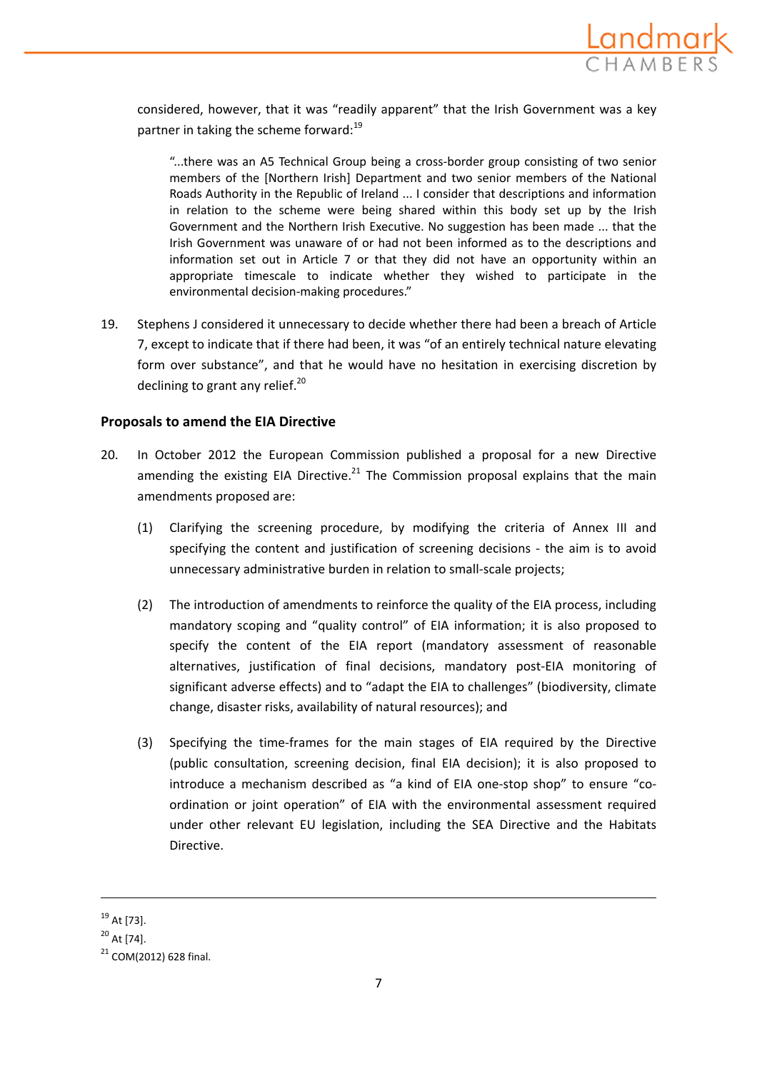considered, however, that it was "readily apparent" that the Irish Government was a key partner in taking the scheme forward:[19]

> "...there was an A5 Technical Group being a cross-border group consisting of two senior members of the [Northern Irish] Department and two senior members of the National Roads Authority in the Republic of Ireland ... I consider that descriptions and information in relation to the scheme were being shared within this body set up by the Irish Government and the Northern Irish Executive. No suggestion has been made ... that the Irish Government was unaware of or had not been informed as to the descriptions and information set out in Article 7 or that they did not have an opportunity within an appropriate timescale to indicate whether they wished to participate in the environmental decision-making procedures."

19. Stephens J considered it unnecessary to decide whether there had been a breach of Article 7, except to indicate that if there had been, it was "of an entirely technical nature elevating form over substance", and that he would have no hesitation in exercising discretion by declining to grant any relief.[20]

### Proposals to amend the EIA Directive

20. In October 2012 the European Commission published a proposal for a new Directive amending the existing EIA Directive.[21] The Commission proposal explains that the main amendments proposed are:

    (1) Clarifying the screening procedure, by modifying the criteria of Annex III and specifying the content and justification of screening decisions - the aim is to avoid unnecessary administrative burden in relation to small-scale projects;

    (2) The introduction of amendments to reinforce the quality of the EIA process, including mandatory scoping and "quality control" of EIA information; it is also proposed to specify the content of the EIA report (mandatory assessment of reasonable alternatives, justification of final decisions, mandatory post-EIA monitoring of significant adverse effects) and to "adapt the EIA to challenges" (biodiversity, climate change, disaster risks, availability of natural resources); and

    (3) Specifying the time-frames for the main stages of EIA required by the Directive (public consultation, screening decision, final EIA decision); it is also proposed to introduce a mechanism described as "a kind of EIA one-stop shop" to ensure "co-ordination or joint operation" of EIA with the environmental assessment required under other relevant EU legislation, including the SEA Directive and the Habitats Directive.

---

[19] At [73].

[20] At [74].

[21] COM(2012) 628 final.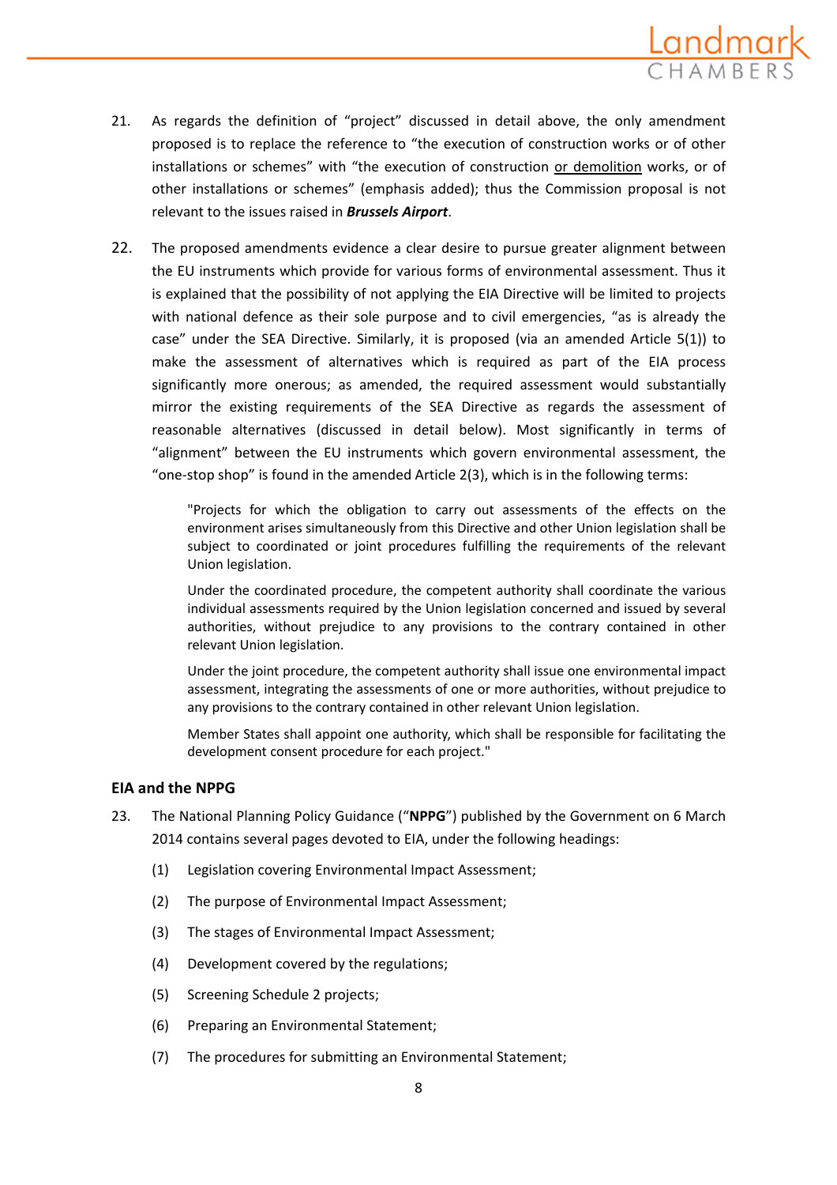21. As regards the definition of "project" discussed in detail above, the only amendment proposed is to replace the reference to "the execution of construction works or of other installations or schemes" with "the execution of construction <u>or demolition</u> works, or of other installations or schemes" (emphasis added); thus the Commission proposal is not relevant to the issues raised in ***Brussels Airport***.

22. The proposed amendments evidence a clear desire to pursue greater alignment between the EU instruments which provide for various forms of environmental assessment. Thus it is explained that the possibility of not applying the EIA Directive will be limited to projects with national defence as their sole purpose and to civil emergencies, "as is already the case" under the SEA Directive. Similarly, it is proposed (via an amended Article 5(1)) to make the assessment of alternatives which is required as part of the EIA process significantly more onerous; as amended, the required assessment would substantially mirror the existing requirements of the SEA Directive as regards the assessment of reasonable alternatives (discussed in detail below). Most significantly in terms of "alignment" between the EU instruments which govern environmental assessment, the "one-stop shop" is found in the amended Article 2(3), which is in the following terms:

> "Projects for which the obligation to carry out assessments of the effects on the environment arises simultaneously from this Directive and other Union legislation shall be subject to coordinated or joint procedures fulfilling the requirements of the relevant Union legislation.
>
> Under the coordinated procedure, the competent authority shall coordinate the various individual assessments required by the Union legislation concerned and issued by several authorities, without prejudice to any provisions to the contrary contained in other relevant Union legislation.
>
> Under the joint procedure, the competent authority shall issue one environmental impact assessment, integrating the assessments of one or more authorities, without prejudice to any provisions to the contrary contained in other relevant Union legislation.
>
> Member States shall appoint one authority, which shall be responsible for facilitating the development consent procedure for each project."

### EIA and the NPPG

23. The National Planning Policy Guidance ("**NPPG**") published by the Government on 6 March 2014 contains several pages devoted to EIA, under the following headings:

    (1) Legislation covering Environmental Impact Assessment;

    (2) The purpose of Environmental Impact Assessment;

    (3) The stages of Environmental Impact Assessment;

    (4) Development covered by the regulations;

    (5) Screening Schedule 2 projects;

    (6) Preparing an Environmental Statement;

    (7) The procedures for submitting an Environmental Statement;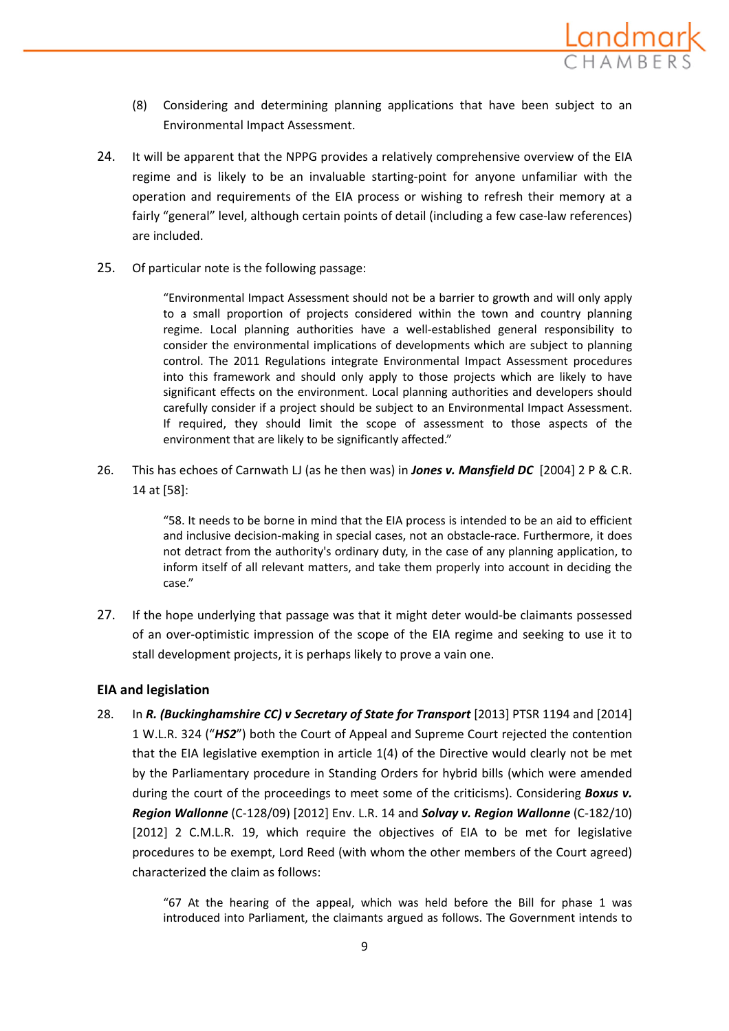(8) Considering and determining planning applications that have been subject to an Environmental Impact Assessment.

24. It will be apparent that the NPPG provides a relatively comprehensive overview of the EIA regime and is likely to be an invaluable starting-point for anyone unfamiliar with the operation and requirements of the EIA process or wishing to refresh their memory at a fairly "general" level, although certain points of detail (including a few case-law references) are included.

25. Of particular note is the following passage:

> "Environmental Impact Assessment should not be a barrier to growth and will only apply to a small proportion of projects considered within the town and country planning regime. Local planning authorities have a well-established general responsibility to consider the environmental implications of developments which are subject to planning control. The 2011 Regulations integrate Environmental Impact Assessment procedures into this framework and should only apply to those projects which are likely to have significant effects on the environment. Local planning authorities and developers should carefully consider if a project should be subject to an Environmental Impact Assessment. If required, they should limit the scope of assessment to those aspects of the environment that are likely to be significantly affected."

26. This has echoes of Carnwath LJ (as he then was) in ***Jones v. Mansfield DC*** [2004] 2 P & C.R. 14 at [58]:

> "58. It needs to be borne in mind that the EIA process is intended to be an aid to efficient and inclusive decision-making in special cases, not an obstacle-race. Furthermore, it does not detract from the authority's ordinary duty, in the case of any planning application, to inform itself of all relevant matters, and take them properly into account in deciding the case."

27. If the hope underlying that passage was that it might deter would-be claimants possessed of an over-optimistic impression of the scope of the EIA regime and seeking to use it to stall development projects, it is perhaps likely to prove a vain one.

### EIA and legislation

28. In ***R. (Buckinghamshire CC) v Secretary of State for Transport*** [2013] PTSR 1194 and [2014] 1 W.L.R. 324 ("***HS2***") both the Court of Appeal and Supreme Court rejected the contention that the EIA legislative exemption in article 1(4) of the Directive would clearly not be met by the Parliamentary procedure in Standing Orders for hybrid bills (which were amended during the court of the proceedings to meet some of the criticisms). Considering ***Boxus v. Region Wallonne*** (C-128/09) [2012] Env. L.R. 14 and ***Solvay v. Region Wallonne*** (C-182/10) [2012] 2 C.M.L.R. 19, which require the objectives of EIA to be met for legislative procedures to be exempt, Lord Reed (with whom the other members of the Court agreed) characterized the claim as follows:

> "67 At the hearing of the appeal, which was held before the Bill for phase 1 was introduced into Parliament, the claimants argued as follows. The Government intends to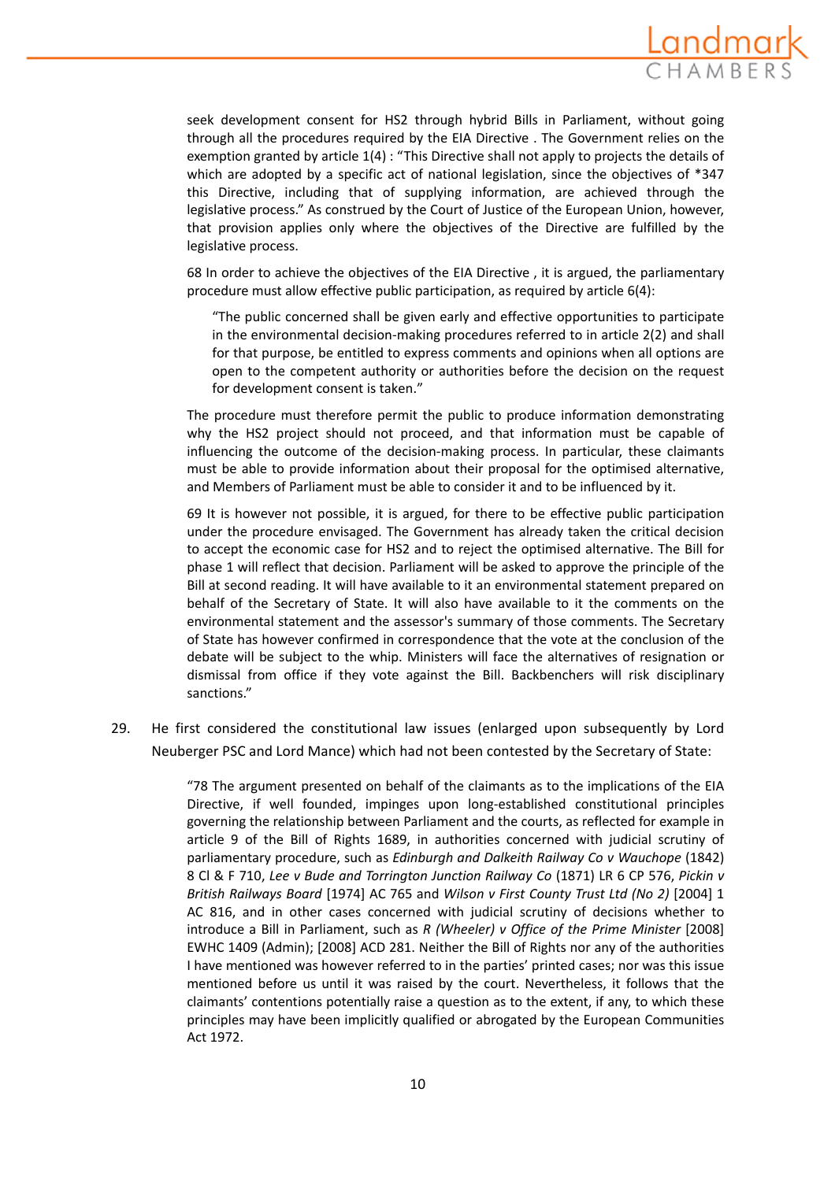seek development consent for HS2 through hybrid Bills in Parliament, without going through all the procedures required by the EIA Directive . The Government relies on the exemption granted by article 1(4) : "This Directive shall not apply to projects the details of which are adopted by a specific act of national legislation, since the objectives of *347 this Directive, including that of supplying information, are achieved through the legislative process." As construed by the Court of Justice of the European Union, however, that provision applies only where the objectives of the Directive are fulfilled by the legislative process.

68 In order to achieve the objectives of the EIA Directive , it is argued, the parliamentary procedure must allow effective public participation, as required by article 6(4):

> "The public concerned shall be given early and effective opportunities to participate in the environmental decision-making procedures referred to in article 2(2) and shall for that purpose, be entitled to express comments and opinions when all options are open to the competent authority or authorities before the decision on the request for development consent is taken."

The procedure must therefore permit the public to produce information demonstrating why the HS2 project should not proceed, and that information must be capable of influencing the outcome of the decision-making process. In particular, these claimants must be able to provide information about their proposal for the optimised alternative, and Members of Parliament must be able to consider it and to be influenced by it.

69 It is however not possible, it is argued, for there to be effective public participation under the procedure envisaged. The Government has already taken the critical decision to accept the economic case for HS2 and to reject the optimised alternative. The Bill for phase 1 will reflect that decision. Parliament will be asked to approve the principle of the Bill at second reading. It will have available to it an environmental statement prepared on behalf of the Secretary of State. It will also have available to it the comments on the environmental statement and the assessor's summary of those comments. The Secretary of State has however confirmed in correspondence that the vote at the conclusion of the debate will be subject to the whip. Ministers will face the alternatives of resignation or dismissal from office if they vote against the Bill. Backbenchers will risk disciplinary sanctions."

29. He first considered the constitutional law issues (enlarged upon subsequently by Lord Neuberger PSC and Lord Mance) which had not been contested by the Secretary of State:

> "78 The argument presented on behalf of the claimants as to the implications of the EIA Directive, if well founded, impinges upon long-established constitutional principles governing the relationship between Parliament and the courts, as reflected for example in article 9 of the Bill of Rights 1689, in authorities concerned with judicial scrutiny of parliamentary procedure, such as *Edinburgh and Dalkeith Railway Co v Wauchope* (1842) 8 Cl & F 710, *Lee v Bude and Torrington Junction Railway Co* (1871) LR 6 CP 576, *Pickin v British Railways Board* [1974] AC 765 and *Wilson v First County Trust Ltd (No 2)* [2004] 1 AC 816, and in other cases concerned with judicial scrutiny of decisions whether to introduce a Bill in Parliament, such as *R (Wheeler) v Office of the Prime Minister* [2008] EWHC 1409 (Admin); [2008] ACD 281. Neither the Bill of Rights nor any of the authorities I have mentioned was however referred to in the parties' printed cases; nor was this issue mentioned before us until it was raised by the court. Nevertheless, it follows that the claimants' contentions potentially raise a question as to the extent, if any, to which these principles may have been implicitly qualified or abrogated by the European Communities Act 1972.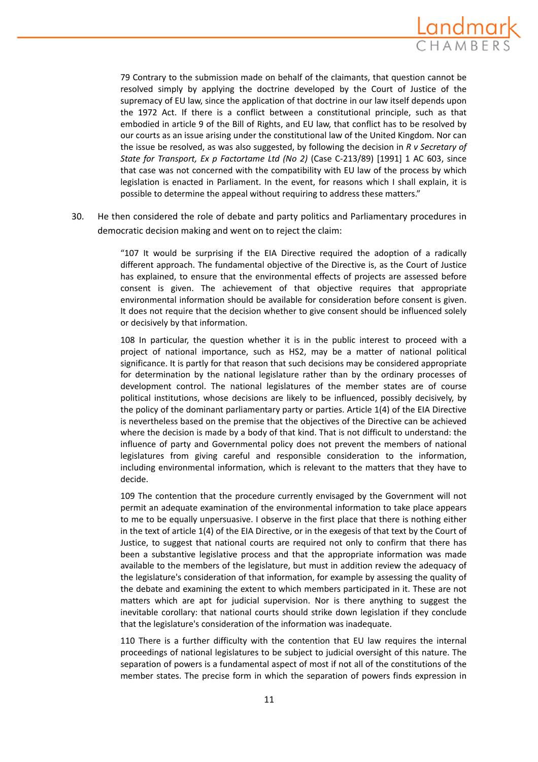> 79 Contrary to the submission made on behalf of the claimants, that question cannot be resolved simply by applying the doctrine developed by the Court of Justice of the supremacy of EU law, since the application of that doctrine in our law itself depends upon the 1972 Act. If there is a conflict between a constitutional principle, such as that embodied in article 9 of the Bill of Rights, and EU law, that conflict has to be resolved by our courts as an issue arising under the constitutional law of the United Kingdom. Nor can the issue be resolved, as was also suggested, by following the decision in *R v Secretary of State for Transport, Ex p Factortame Ltd (No 2)* (Case C-213/89) [1991] 1 AC 603, since that case was not concerned with the compatibility with EU law of the process by which legislation is enacted in Parliament. In the event, for reasons which I shall explain, it is possible to determine the appeal without requiring to address these matters."

30. He then considered the role of debate and party politics and Parliamentary procedures in democratic decision making and went on to reject the claim:

> "107 It would be surprising if the EIA Directive required the adoption of a radically different approach. The fundamental objective of the Directive is, as the Court of Justice has explained, to ensure that the environmental effects of projects are assessed before consent is given. The achievement of that objective requires that appropriate environmental information should be available for consideration before consent is given. It does not require that the decision whether to give consent should be influenced solely or decisively by that information.
>
> 108 In particular, the question whether it is in the public interest to proceed with a project of national importance, such as HS2, may be a matter of national political significance. It is partly for that reason that such decisions may be considered appropriate for determination by the national legislature rather than by the ordinary processes of development control. The national legislatures of the member states are of course political institutions, whose decisions are likely to be influenced, possibly decisively, by the policy of the dominant parliamentary party or parties. Article 1(4) of the EIA Directive is nevertheless based on the premise that the objectives of the Directive can be achieved where the decision is made by a body of that kind. That is not difficult to understand: the influence of party and Governmental policy does not prevent the members of national legislatures from giving careful and responsible consideration to the information, including environmental information, which is relevant to the matters that they have to decide.
>
> 109 The contention that the procedure currently envisaged by the Government will not permit an adequate examination of the environmental information to take place appears to me to be equally unpersuasive. I observe in the first place that there is nothing either in the text of article 1(4) of the EIA Directive, or in the exegesis of that text by the Court of Justice, to suggest that national courts are required not only to confirm that there has been a substantive legislative process and that the appropriate information was made available to the members of the legislature, but must in addition review the adequacy of the legislature's consideration of that information, for example by assessing the quality of the debate and examining the extent to which members participated in it. These are not matters which are apt for judicial supervision. Nor is there anything to suggest the inevitable corollary: that national courts should strike down legislation if they conclude that the legislature's consideration of the information was inadequate.
>
> 110 There is a further difficulty with the contention that EU law requires the internal proceedings of national legislatures to be subject to judicial oversight of this nature. The separation of powers is a fundamental aspect of most if not all of the constitutions of the member states. The precise form in which the separation of powers finds expression in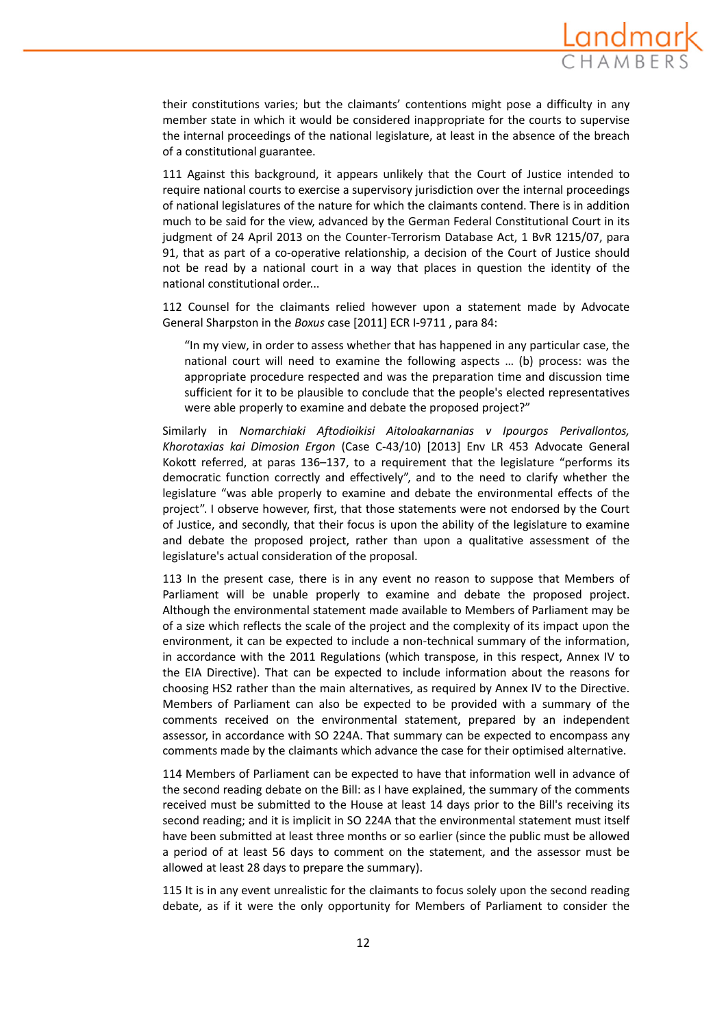their constitutions varies; but the claimants' contentions might pose a difficulty in any member state in which it would be considered inappropriate for the courts to supervise the internal proceedings of the national legislature, at least in the absence of the breach of a constitutional guarantee.

111 Against this background, it appears unlikely that the Court of Justice intended to require national courts to exercise a supervisory jurisdiction over the internal proceedings of national legislatures of the nature for which the claimants contend. There is in addition much to be said for the view, advanced by the German Federal Constitutional Court in its judgment of 24 April 2013 on the Counter-Terrorism Database Act, 1 BvR 1215/07, para 91, that as part of a co-operative relationship, a decision of the Court of Justice should not be read by a national court in a way that places in question the identity of the national constitutional order...

112 Counsel for the claimants relied however upon a statement made by Advocate General Sharpston in the *Boxus* case [2011] ECR I-9711 , para 84:

> "In my view, in order to assess whether that has happened in any particular case, the national court will need to examine the following aspects … (b) process: was the appropriate procedure respected and was the preparation time and discussion time sufficient for it to be plausible to conclude that the people's elected representatives were able properly to examine and debate the proposed project?"

Similarly in *Nomarchiaki Aftodioikisi Aitoloakarnanias v Ipourgos Perivallontos, Khorotaxias kai Dimosion Ergon* (Case C-43/10) [2013] Env LR 453 Advocate General Kokott referred, at paras 136–137, to a requirement that the legislature "performs its democratic function correctly and effectively", and to the need to clarify whether the legislature "was able properly to examine and debate the environmental effects of the project". I observe however, first, that those statements were not endorsed by the Court of Justice, and secondly, that their focus is upon the ability of the legislature to examine and debate the proposed project, rather than upon a qualitative assessment of the legislature's actual consideration of the proposal.

113 In the present case, there is in any event no reason to suppose that Members of Parliament will be unable properly to examine and debate the proposed project. Although the environmental statement made available to Members of Parliament may be of a size which reflects the scale of the project and the complexity of its impact upon the environment, it can be expected to include a non-technical summary of the information, in accordance with the 2011 Regulations (which transpose, in this respect, Annex IV to the EIA Directive). That can be expected to include information about the reasons for choosing HS2 rather than the main alternatives, as required by Annex IV to the Directive. Members of Parliament can also be expected to be provided with a summary of the comments received on the environmental statement, prepared by an independent assessor, in accordance with SO 224A. That summary can be expected to encompass any comments made by the claimants which advance the case for their optimised alternative.

114 Members of Parliament can be expected to have that information well in advance of the second reading debate on the Bill: as I have explained, the summary of the comments received must be submitted to the House at least 14 days prior to the Bill's receiving its second reading; and it is implicit in SO 224A that the environmental statement must itself have been submitted at least three months or so earlier (since the public must be allowed a period of at least 56 days to comment on the statement, and the assessor must be allowed at least 28 days to prepare the summary).

115 It is in any event unrealistic for the claimants to focus solely upon the second reading debate, as if it were the only opportunity for Members of Parliament to consider the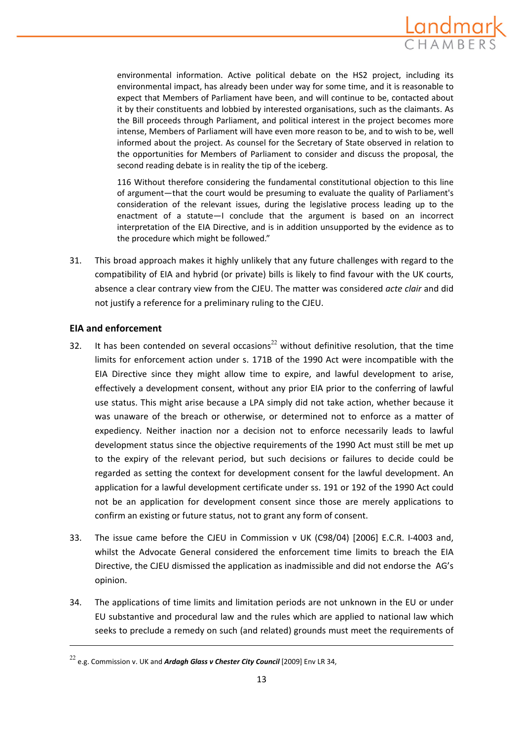environmental information. Active political debate on the HS2 project, including its environmental impact, has already been under way for some time, and it is reasonable to expect that Members of Parliament have been, and will continue to be, contacted about it by their constituents and lobbied by interested organisations, such as the claimants. As the Bill proceeds through Parliament, and political interest in the project becomes more intense, Members of Parliament will have even more reason to be, and to wish to be, well informed about the project. As counsel for the Secretary of State observed in relation to the opportunities for Members of Parliament to consider and discuss the proposal, the second reading debate is in reality the tip of the iceberg.

> 116 Without therefore considering the fundamental constitutional objection to this line of argument—that the court would be presuming to evaluate the quality of Parliament's consideration of the relevant issues, during the legislative process leading up to the enactment of a statute—I conclude that the argument is based on an incorrect interpretation of the EIA Directive, and is in addition unsupported by the evidence as to the procedure which might be followed."

31. This broad approach makes it highly unlikely that any future challenges with regard to the compatibility of EIA and hybrid (or private) bills is likely to find favour with the UK courts, absence a clear contrary view from the CJEU. The matter was considered *acte clair* and did not justify a reference for a preliminary ruling to the CJEU.

### EIA and enforcement

32. It has been contended on several occasions[22] without definitive resolution, that the time limits for enforcement action under s. 171B of the 1990 Act were incompatible with the EIA Directive since they might allow time to expire, and lawful development to arise, effectively a development consent, without any prior EIA prior to the conferring of lawful use status. This might arise because a LPA simply did not take action, whether because it was unaware of the breach or otherwise, or determined not to enforce as a matter of expediency. Neither inaction nor a decision not to enforce necessarily leads to lawful development status since the objective requirements of the 1990 Act must still be met up to the expiry of the relevant period, but such decisions or failures to decide could be regarded as setting the context for development consent for the lawful development. An application for a lawful development certificate under ss. 191 or 192 of the 1990 Act could not be an application for development consent since those are merely applications to confirm an existing or future status, not to grant any form of consent.

33. The issue came before the CJEU in Commission v UK (C98/04) [2006] E.C.R. I-4003 and, whilst the Advocate General considered the enforcement time limits to breach the EIA Directive, the CJEU dismissed the application as inadmissible and did not endorse the AG's opinion.

34. The applications of time limits and limitation periods are not unknown in the EU or under EU substantive and procedural law and the rules which are applied to national law which seeks to preclude a remedy on such (and related) grounds must meet the requirements of

---

[22] e.g. Commission v. UK and ***Ardagh Glass v Chester City Council*** [2009] Env LR 34,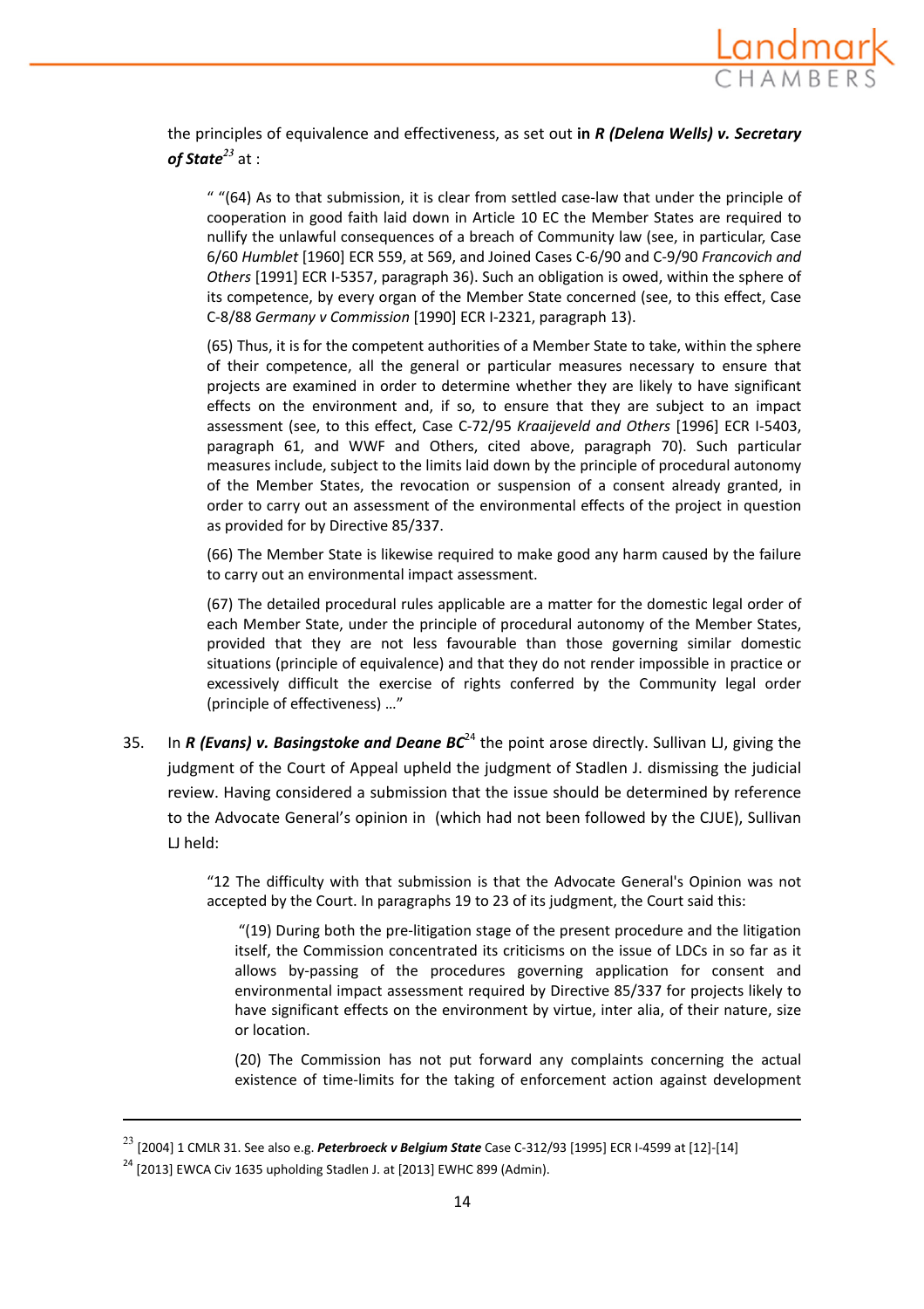the principles of equivalence and effectiveness, as set out **in *R (Delena Wells) v. Secretary of State*[23]** at :

> " "(64) As to that submission, it is clear from settled case-law that under the principle of cooperation in good faith laid down in Article 10 EC the Member States are required to nullify the unlawful consequences of a breach of Community law (see, in particular, Case 6/60 *Humblet* [1960] ECR 559, at 569, and Joined Cases C-6/90 and C-9/90 *Francovich and Others* [1991] ECR I-5357, paragraph 36). Such an obligation is owed, within the sphere of its competence, by every organ of the Member State concerned (see, to this effect, Case C-8/88 *Germany v Commission* [1990] ECR I-2321, paragraph 13).
>
> (65) Thus, it is for the competent authorities of a Member State to take, within the sphere of their competence, all the general or particular measures necessary to ensure that projects are examined in order to determine whether they are likely to have significant effects on the environment and, if so, to ensure that they are subject to an impact assessment (see, to this effect, Case C-72/95 *Kraaijeveld and Others* [1996] ECR I-5403, paragraph 61, and WWF and Others, cited above, paragraph 70). Such particular measures include, subject to the limits laid down by the principle of procedural autonomy of the Member States, the revocation or suspension of a consent already granted, in order to carry out an assessment of the environmental effects of the project in question as provided for by Directive 85/337.
>
> (66) The Member State is likewise required to make good any harm caused by the failure to carry out an environmental impact assessment.
>
> (67) The detailed procedural rules applicable are a matter for the domestic legal order of each Member State, under the principle of procedural autonomy of the Member States, provided that they are not less favourable than those governing similar domestic situations (principle of equivalence) and that they do not render impossible in practice or excessively difficult the exercise of rights conferred by the Community legal order (principle of effectiveness) …"

35. In ***R (Evans) v. Basingstoke and Deane BC***[24] the point arose directly. Sullivan LJ, giving the judgment of the Court of Appeal upheld the judgment of Stadlen J. dismissing the judicial review. Having considered a submission that the issue should be determined by reference to the Advocate General's opinion in (which had not been followed by the CJUE), Sullivan LJ held:

> "12 The difficulty with that submission is that the Advocate General's Opinion was not accepted by the Court. In paragraphs 19 to 23 of its judgment, the Court said this:
>
> > "(19) During both the pre-litigation stage of the present procedure and the litigation itself, the Commission concentrated its criticisms on the issue of LDCs in so far as it allows by-passing of the procedures governing application for consent and environmental impact assessment required by Directive 85/337 for projects likely to have significant effects on the environment by virtue, inter alia, of their nature, size or location.
> >
> > (20) The Commission has not put forward any complaints concerning the actual existence of time-limits for the taking of enforcement action against development

---

[23] [2004] 1 CMLR 31. See also e.g. ***Peterbroeck v Belgium State*** Case C-312/93 [1995] ECR I-4599 at [12]-[14]

[24] [2013] EWCA Civ 1635 upholding Stadlen J. at [2013] EWHC 899 (Admin).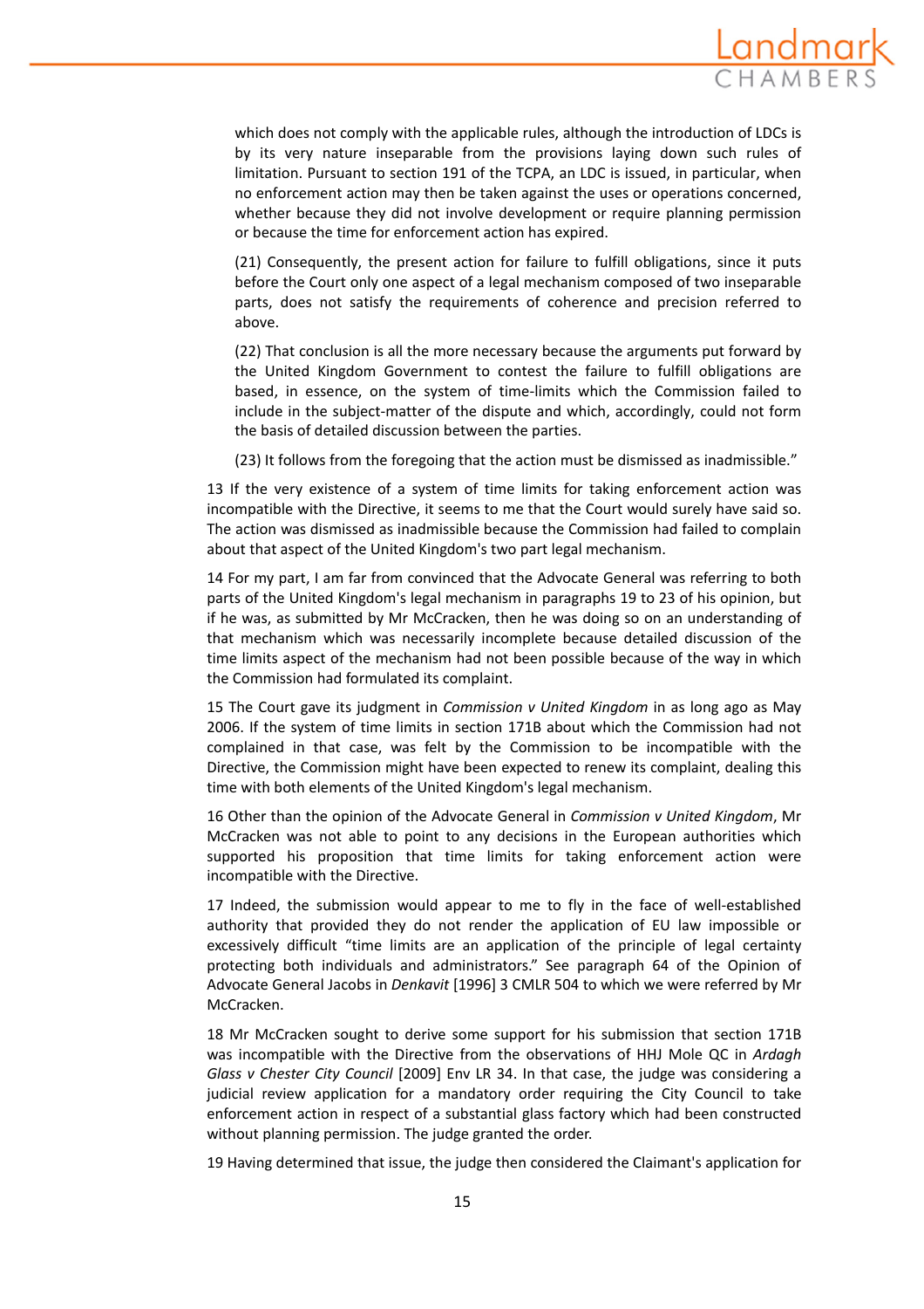which does not comply with the applicable rules, although the introduction of LDCs is by its very nature inseparable from the provisions laying down such rules of limitation. Pursuant to section 191 of the TCPA, an LDC is issued, in particular, when no enforcement action may then be taken against the uses or operations concerned, whether because they did not involve development or require planning permission or because the time for enforcement action has expired.

(21) Consequently, the present action for failure to fulfill obligations, since it puts before the Court only one aspect of a legal mechanism composed of two inseparable parts, does not satisfy the requirements of coherence and precision referred to above.

(22) That conclusion is all the more necessary because the arguments put forward by the United Kingdom Government to contest the failure to fulfill obligations are based, in essence, on the system of time-limits which the Commission failed to include in the subject-matter of the dispute and which, accordingly, could not form the basis of detailed discussion between the parties.

(23) It follows from the foregoing that the action must be dismissed as inadmissible."

13 If the very existence of a system of time limits for taking enforcement action was incompatible with the Directive, it seems to me that the Court would surely have said so. The action was dismissed as inadmissible because the Commission had failed to complain about that aspect of the United Kingdom's two part legal mechanism.

14 For my part, I am far from convinced that the Advocate General was referring to both parts of the United Kingdom's legal mechanism in paragraphs 19 to 23 of his opinion, but if he was, as submitted by Mr McCracken, then he was doing so on an understanding of that mechanism which was necessarily incomplete because detailed discussion of the time limits aspect of the mechanism had not been possible because of the way in which the Commission had formulated its complaint.

15 The Court gave its judgment in *Commission v United Kingdom* in as long ago as May 2006. If the system of time limits in section 171B about which the Commission had not complained in that case, was felt by the Commission to be incompatible with the Directive, the Commission might have been expected to renew its complaint, dealing this time with both elements of the United Kingdom's legal mechanism.

16 Other than the opinion of the Advocate General in *Commission v United Kingdom*, Mr McCracken was not able to point to any decisions in the European authorities which supported his proposition that time limits for taking enforcement action were incompatible with the Directive.

17 Indeed, the submission would appear to me to fly in the face of well-established authority that provided they do not render the application of EU law impossible or excessively difficult "time limits are an application of the principle of legal certainty protecting both individuals and administrators." See paragraph 64 of the Opinion of Advocate General Jacobs in *Denkavit* [1996] 3 CMLR 504 to which we were referred by Mr McCracken.

18 Mr McCracken sought to derive some support for his submission that section 171B was incompatible with the Directive from the observations of HHJ Mole QC in *Ardagh Glass v Chester City Council* [2009] Env LR 34. In that case, the judge was considering a judicial review application for a mandatory order requiring the City Council to take enforcement action in respect of a substantial glass factory which had been constructed without planning permission. The judge granted the order.

19 Having determined that issue, the judge then considered the Claimant's application for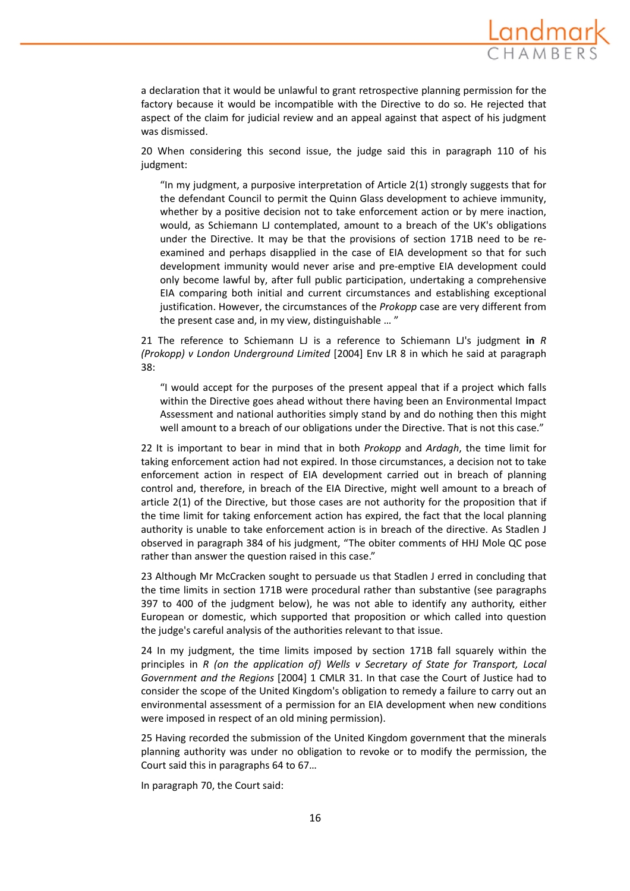a declaration that it would be unlawful to grant retrospective planning permission for the factory because it would be incompatible with the Directive to do so. He rejected that aspect of the claim for judicial review and an appeal against that aspect of his judgment was dismissed.

20 When considering this second issue, the judge said this in paragraph 110 of his judgment:

> "In my judgment, a purposive interpretation of Article 2(1) strongly suggests that for the defendant Council to permit the Quinn Glass development to achieve immunity, whether by a positive decision not to take enforcement action or by mere inaction, would, as Schiemann LJ contemplated, amount to a breach of the UK's obligations under the Directive. It may be that the provisions of section 171B need to be re-examined and perhaps disapplied in the case of EIA development so that for such development immunity would never arise and pre-emptive EIA development could only become lawful by, after full public participation, undertaking a comprehensive EIA comparing both initial and current circumstances and establishing exceptional justification. However, the circumstances of the *Prokopp* case are very different from the present case and, in my view, distinguishable … "

21 The reference to Schiemann LJ is a reference to Schiemann LJ's judgment **in** *R (Prokopp) v London Underground Limited* [2004] Env LR 8 in which he said at paragraph 38:

> "I would accept for the purposes of the present appeal that if a project which falls within the Directive goes ahead without there having been an Environmental Impact Assessment and national authorities simply stand by and do nothing then this might well amount to a breach of our obligations under the Directive. That is not this case."

22 It is important to bear in mind that in both *Prokopp* and *Ardagh*, the time limit for taking enforcement action had not expired. In those circumstances, a decision not to take enforcement action in respect of EIA development carried out in breach of planning control and, therefore, in breach of the EIA Directive, might well amount to a breach of article 2(1) of the Directive, but those cases are not authority for the proposition that if the time limit for taking enforcement action has expired, the fact that the local planning authority is unable to take enforcement action is in breach of the directive. As Stadlen J observed in paragraph 384 of his judgment, "The obiter comments of HHJ Mole QC pose rather than answer the question raised in this case."

23 Although Mr McCracken sought to persuade us that Stadlen J erred in concluding that the time limits in section 171B were procedural rather than substantive (see paragraphs 397 to 400 of the judgment below), he was not able to identify any authority, either European or domestic, which supported that proposition or which called into question the judge's careful analysis of the authorities relevant to that issue.

24 In my judgment, the time limits imposed by section 171B fall squarely within the principles in *R (on the application of) Wells v Secretary of State for Transport, Local Government and the Regions* [2004] 1 CMLR 31. In that case the Court of Justice had to consider the scope of the United Kingdom's obligation to remedy a failure to carry out an environmental assessment of a permission for an EIA development when new conditions were imposed in respect of an old mining permission).

25 Having recorded the submission of the United Kingdom government that the minerals planning authority was under no obligation to revoke or to modify the permission, the Court said this in paragraphs 64 to 67…

In paragraph 70, the Court said: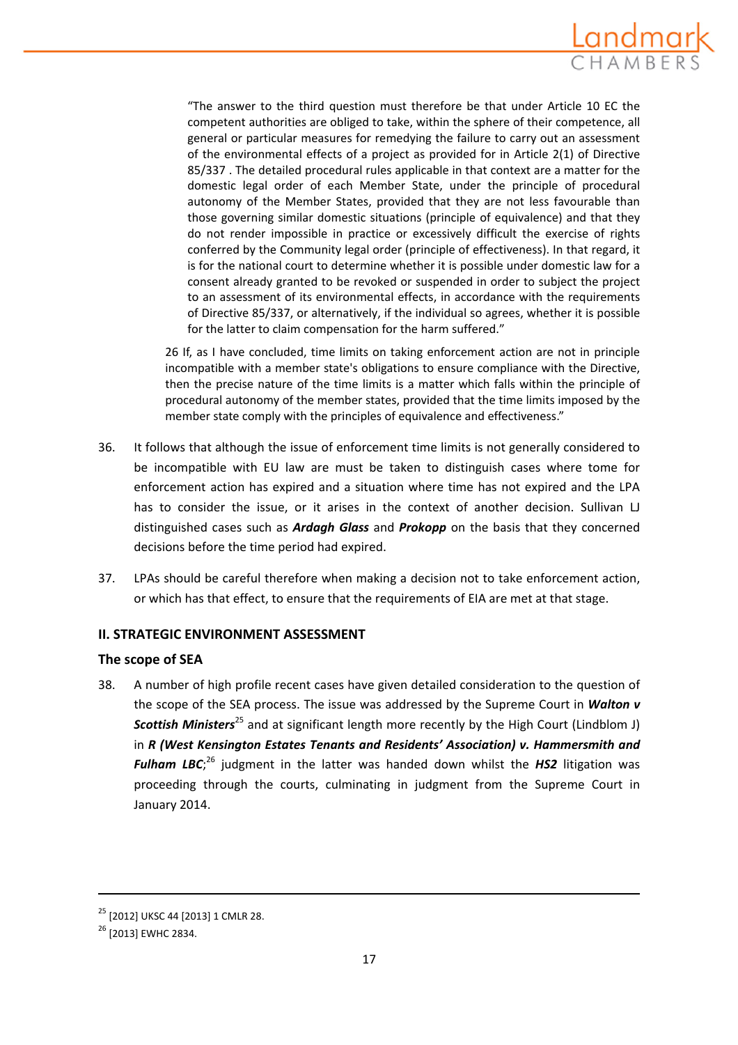> "The answer to the third question must therefore be that under Article 10 EC the competent authorities are obliged to take, within the sphere of their competence, all general or particular measures for remedying the failure to carry out an assessment of the environmental effects of a project as provided for in Article 2(1) of Directive 85/337 . The detailed procedural rules applicable in that context are a matter for the domestic legal order of each Member State, under the principle of procedural autonomy of the Member States, provided that they are not less favourable than those governing similar domestic situations (principle of equivalence) and that they do not render impossible in practice or excessively difficult the exercise of rights conferred by the Community legal order (principle of effectiveness). In that regard, it is for the national court to determine whether it is possible under domestic law for a consent already granted to be revoked or suspended in order to subject the project to an assessment of its environmental effects, in accordance with the requirements of Directive 85/337, or alternatively, if the individual so agrees, whether it is possible for the latter to claim compensation for the harm suffered."
>
> 26 If, as I have concluded, time limits on taking enforcement action are not in principle incompatible with a member state's obligations to ensure compliance with the Directive, then the precise nature of the time limits is a matter which falls within the principle of procedural autonomy of the member states, provided that the time limits imposed by the member state comply with the principles of equivalence and effectiveness."

36. It follows that although the issue of enforcement time limits is not generally considered to be incompatible with EU law are must be taken to distinguish cases where tome for enforcement action has expired and a situation where time has not expired and the LPA has to consider the issue, or it arises in the context of another decision. Sullivan LJ distinguished cases such as ***Ardagh Glass*** and ***Prokopp*** on the basis that they concerned decisions before the time period had expired.

37. LPAs should be careful therefore when making a decision not to take enforcement action, or which has that effect, to ensure that the requirements of EIA are met at that stage.

## II. STRATEGIC ENVIRONMENT ASSESSMENT

### The scope of SEA

38. A number of high profile recent cases have given detailed consideration to the question of the scope of the SEA process. The issue was addressed by the Supreme Court in ***Walton v Scottish Ministers***[25] and at significant length more recently by the High Court (Lindblom J) in ***R (West Kensington Estates Tenants and Residents' Association) v. Hammersmith and Fulham LBC***;[26] judgment in the latter was handed down whilst the ***HS2*** litigation was proceeding through the courts, culminating in judgment from the Supreme Court in January 2014.

---

[25] [2012] UKSC 44 [2013] 1 CMLR 28.

[26] [2013] EWHC 2834.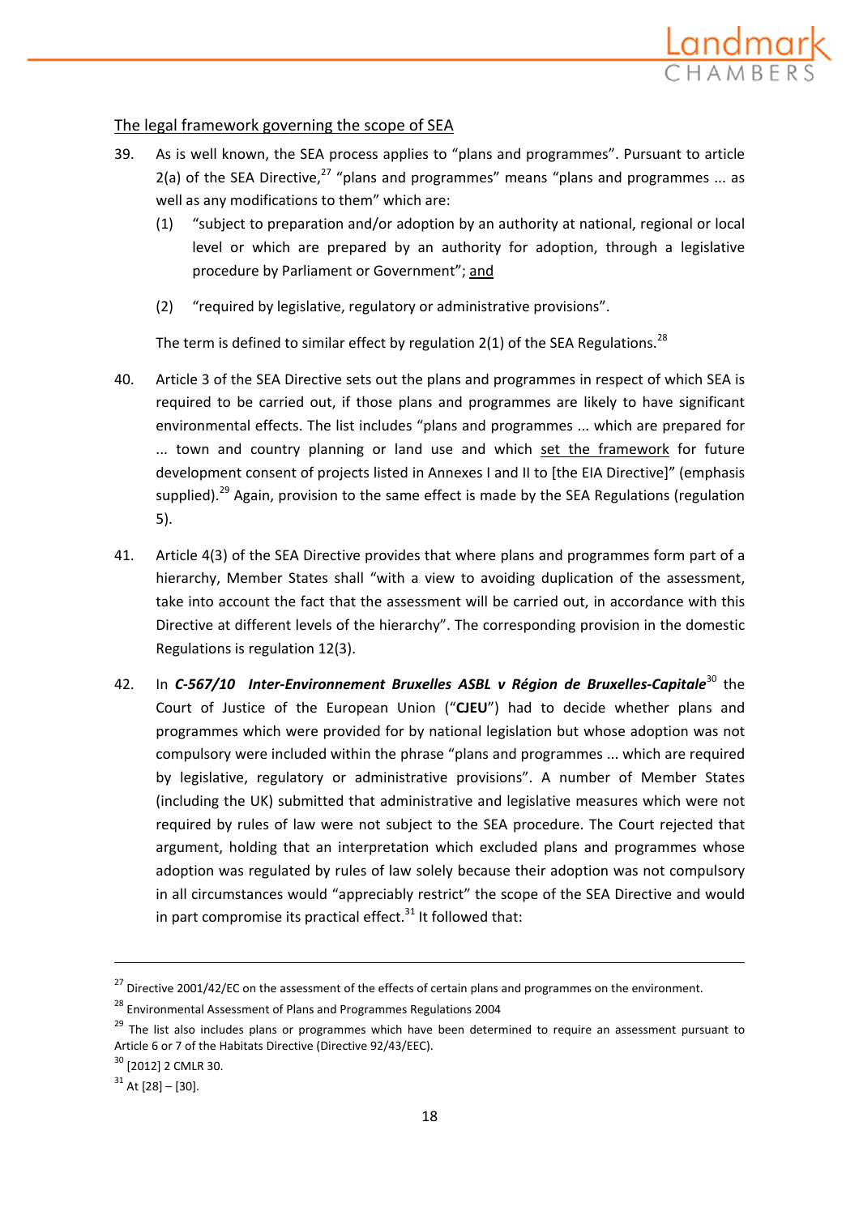<u>The legal framework governing the scope of SEA</u>

39. As is well known, the SEA process applies to "plans and programmes". Pursuant to article 2(a) of the SEA Directive,[27] "plans and programmes" means "plans and programmes ... as well as any modifications to them" which are:

    (1) "subject to preparation and/or adoption by an authority at national, regional or local level or which are prepared by an authority for adoption, through a legislative procedure by Parliament or Government"; <u>and</u>

    (2) "required by legislative, regulatory or administrative provisions".

    The term is defined to similar effect by regulation 2(1) of the SEA Regulations.[28]

40. Article 3 of the SEA Directive sets out the plans and programmes in respect of which SEA is required to be carried out, if those plans and programmes are likely to have significant environmental effects. The list includes "plans and programmes ... which are prepared for ... town and country planning or land use and which <u>set the framework</u> for future development consent of projects listed in Annexes I and II to [the EIA Directive]" (emphasis supplied).[29] Again, provision to the same effect is made by the SEA Regulations (regulation 5).

41. Article 4(3) of the SEA Directive provides that where plans and programmes form part of a hierarchy, Member States shall "with a view to avoiding duplication of the assessment, take into account the fact that the assessment will be carried out, in accordance with this Directive at different levels of the hierarchy". The corresponding provision in the domestic Regulations is regulation 12(3).

42. In ***C-567/10 Inter-Environnement Bruxelles ASBL v Région de Bruxelles-Capitale***[30] the Court of Justice of the European Union ("**CJEU**") had to decide whether plans and programmes which were provided for by national legislation but whose adoption was not compulsory were included within the phrase "plans and programmes ... which are required by legislative, regulatory or administrative provisions". A number of Member States (including the UK) submitted that administrative and legislative measures which were not required by rules of law were not subject to the SEA procedure. The Court rejected that argument, holding that an interpretation which excluded plans and programmes whose adoption was regulated by rules of law solely because their adoption was not compulsory in all circumstances would "appreciably restrict" the scope of the SEA Directive and would in part compromise its practical effect.[31] It followed that:

---

[27] Directive 2001/42/EC on the assessment of the effects of certain plans and programmes on the environment.

[28] Environmental Assessment of Plans and Programmes Regulations 2004

[29] The list also includes plans or programmes which have been determined to require an assessment pursuant to Article 6 or 7 of the Habitats Directive (Directive 92/43/EEC).

[30] [2012] 2 CMLR 30.

[31] At [28] – [30].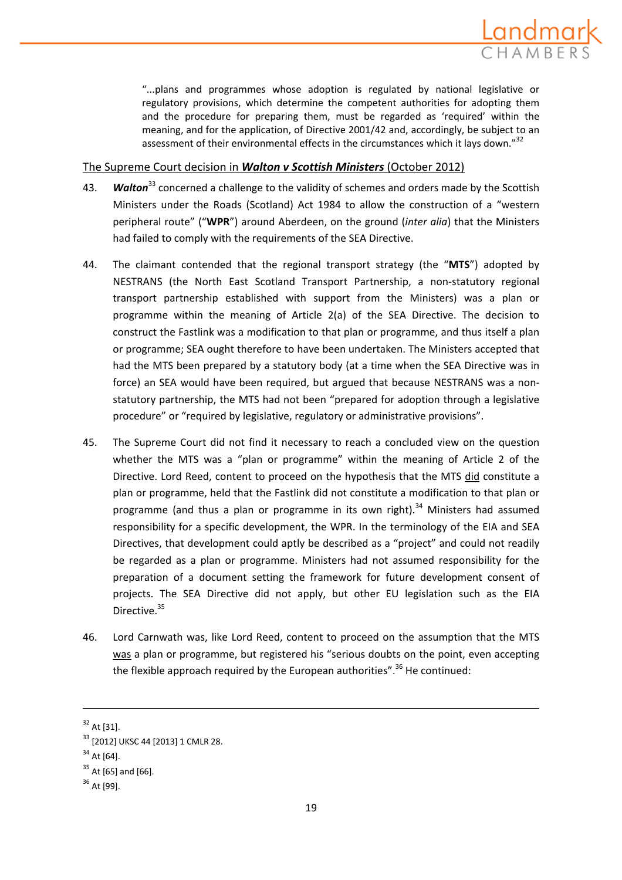> "...plans and programmes whose adoption is regulated by national legislative or regulatory provisions, which determine the competent authorities for adopting them and the procedure for preparing them, must be regarded as 'required' within the meaning, and for the application, of Directive 2001/42 and, accordingly, be subject to an assessment of their environmental effects in the circumstances which it lays down."[32]

## The Supreme Court decision in ***Walton v Scottish Ministers*** (October 2012)

43. ***Walton***[33] concerned a challenge to the validity of schemes and orders made by the Scottish Ministers under the Roads (Scotland) Act 1984 to allow the construction of a "western peripheral route" ("**WPR**") around Aberdeen, on the ground (*inter alia*) that the Ministers had failed to comply with the requirements of the SEA Directive.

44. The claimant contended that the regional transport strategy (the "**MTS**") adopted by NESTRANS (the North East Scotland Transport Partnership, a non-statutory regional transport partnership established with support from the Ministers) was a plan or programme within the meaning of Article 2(a) of the SEA Directive. The decision to construct the Fastlink was a modification to that plan or programme, and thus itself a plan or programme; SEA ought therefore to have been undertaken. The Ministers accepted that had the MTS been prepared by a statutory body (at a time when the SEA Directive was in force) an SEA would have been required, but argued that because NESTRANS was a non-statutory partnership, the MTS had not been "prepared for adoption through a legislative procedure" or "required by legislative, regulatory or administrative provisions".

45. The Supreme Court did not find it necessary to reach a concluded view on the question whether the MTS was a "plan or programme" within the meaning of Article 2 of the Directive. Lord Reed, content to proceed on the hypothesis that the MTS did constitute a plan or programme, held that the Fastlink did not constitute a modification to that plan or programme (and thus a plan or programme in its own right).[34] Ministers had assumed responsibility for a specific development, the WPR. In the terminology of the EIA and SEA Directives, that development could aptly be described as a "project" and could not readily be regarded as a plan or programme. Ministers had not assumed responsibility for the preparation of a document setting the framework for future development consent of projects. The SEA Directive did not apply, but other EU legislation such as the EIA Directive.[35]

46. Lord Carnwath was, like Lord Reed, content to proceed on the assumption that the MTS was a plan or programme, but registered his "serious doubts on the point, even accepting the flexible approach required by the European authorities".[36] He continued:

---

[32] At [31].

[33] [2012] UKSC 44 [2013] 1 CMLR 28.

[34] At [64].

[35] At [65] and [66].

[36] At [99].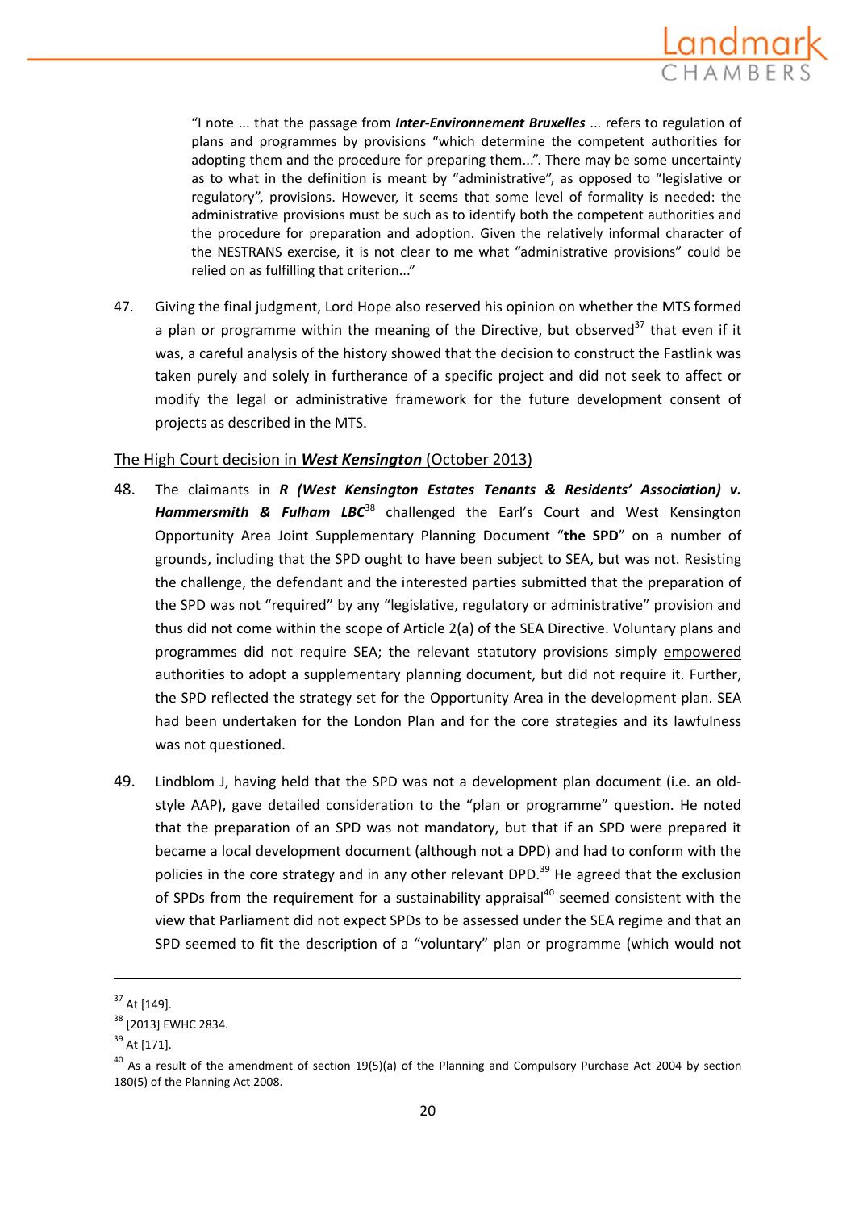> "I note ... that the passage from ***Inter-Environnement Bruxelles*** ... refers to regulation of plans and programmes by provisions "which determine the competent authorities for adopting them and the procedure for preparing them...". There may be some uncertainty as to what in the definition is meant by "administrative", as opposed to "legislative or regulatory", provisions. However, it seems that some level of formality is needed: the administrative provisions must be such as to identify both the competent authorities and the procedure for preparation and adoption. Given the relatively informal character of the NESTRANS exercise, it is not clear to me what "administrative provisions" could be relied on as fulfilling that criterion..."

47. Giving the final judgment, Lord Hope also reserved his opinion on whether the MTS formed a plan or programme within the meaning of the Directive, but observed[37] that even if it was, a careful analysis of the history showed that the decision to construct the Fastlink was taken purely and solely in furtherance of a specific project and did not seek to affect or modify the legal or administrative framework for the future development consent of projects as described in the MTS.

## The High Court decision in *West Kensington* (October 2013)

48. The claimants in ***R (West Kensington Estates Tenants & Residents' Association) v. Hammersmith & Fulham LBC***[38] challenged the Earl's Court and West Kensington Opportunity Area Joint Supplementary Planning Document "**the SPD**" on a number of grounds, including that the SPD ought to have been subject to SEA, but was not. Resisting the challenge, the defendant and the interested parties submitted that the preparation of the SPD was not "required" by any "legislative, regulatory or administrative" provision and thus did not come within the scope of Article 2(a) of the SEA Directive. Voluntary plans and programmes did not require SEA; the relevant statutory provisions simply empowered authorities to adopt a supplementary planning document, but did not require it. Further, the SPD reflected the strategy set for the Opportunity Area in the development plan. SEA had been undertaken for the London Plan and for the core strategies and its lawfulness was not questioned.

49. Lindblom J, having held that the SPD was not a development plan document (i.e. an old-style AAP), gave detailed consideration to the "plan or programme" question. He noted that the preparation of an SPD was not mandatory, but that if an SPD were prepared it became a local development document (although not a DPD) and had to conform with the policies in the core strategy and in any other relevant DPD.[39] He agreed that the exclusion of SPDs from the requirement for a sustainability appraisal[40] seemed consistent with the view that Parliament did not expect SPDs to be assessed under the SEA regime and that an SPD seemed to fit the description of a "voluntary" plan or programme (which would not

---

[37] At [149].

[38] [2013] EWHC 2834.

[39] At [171].

[40] As a result of the amendment of section 19(5)(a) of the Planning and Compulsory Purchase Act 2004 by section 180(5) of the Planning Act 2008.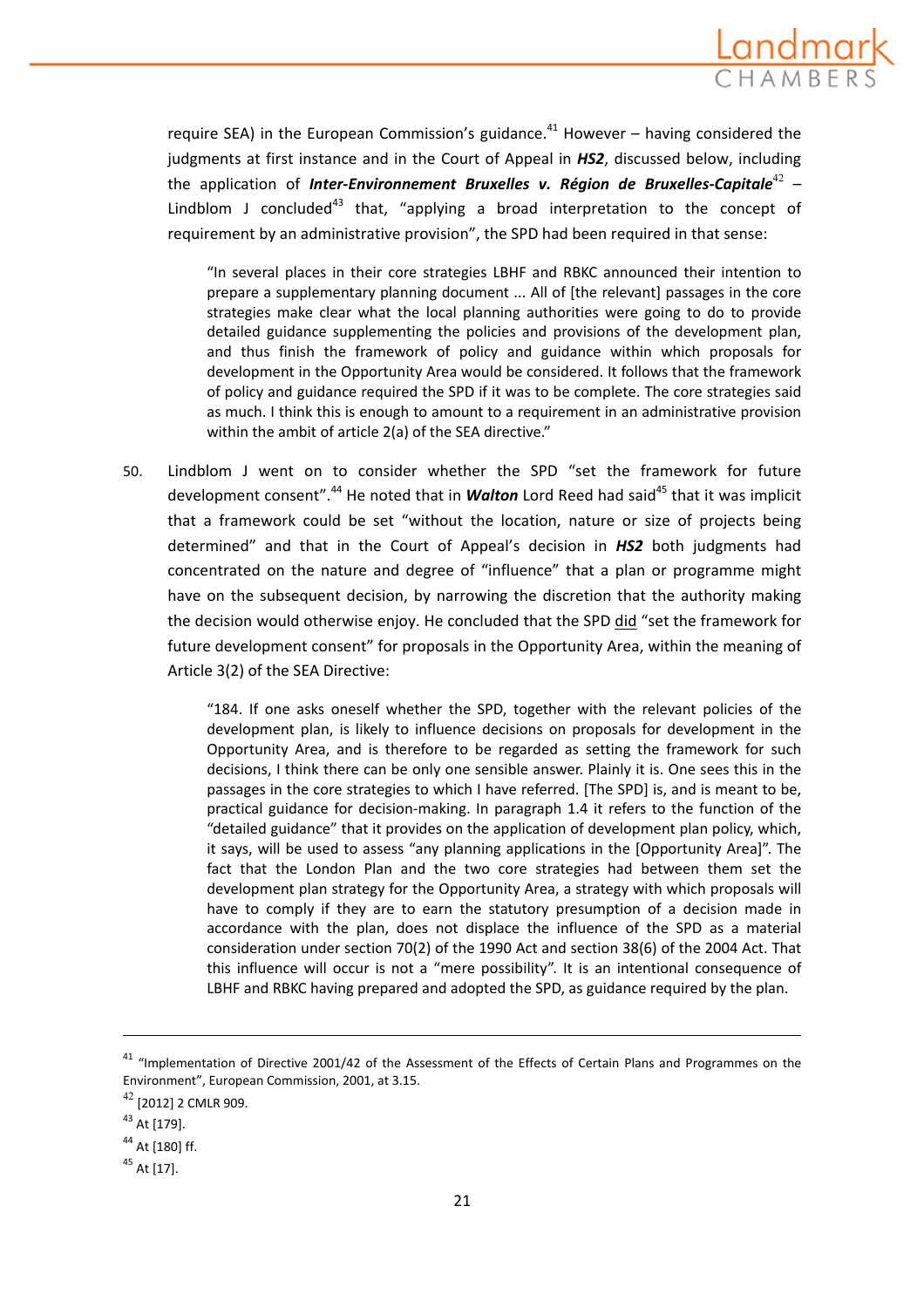require SEA) in the European Commission's guidance.[41] However – having considered the judgments at first instance and in the Court of Appeal in ***HS2***, discussed below, including the application of ***Inter-Environnement Bruxelles v. Région de Bruxelles-Capitale***[42] – Lindblom J concluded[43] that, "applying a broad interpretation to the concept of requirement by an administrative provision", the SPD had been required in that sense:

> "In several places in their core strategies LBHF and RBKC announced their intention to prepare a supplementary planning document ... All of [the relevant] passages in the core strategies make clear what the local planning authorities were going to do to provide detailed guidance supplementing the policies and provisions of the development plan, and thus finish the framework of policy and guidance within which proposals for development in the Opportunity Area would be considered. It follows that the framework of policy and guidance required the SPD if it was to be complete. The core strategies said as much. I think this is enough to amount to a requirement in an administrative provision within the ambit of article 2(a) of the SEA directive."

50. Lindblom J went on to consider whether the SPD "set the framework for future development consent".[44] He noted that in ***Walton*** Lord Reed had said[45] that it was implicit that a framework could be set "without the location, nature or size of projects being determined" and that in the Court of Appeal's decision in ***HS2*** both judgments had concentrated on the nature and degree of "influence" that a plan or programme might have on the subsequent decision, by narrowing the discretion that the authority making the decision would otherwise enjoy. He concluded that the SPD <u>did</u> "set the framework for future development consent" for proposals in the Opportunity Area, within the meaning of Article 3(2) of the SEA Directive:

> "184. If one asks oneself whether the SPD, together with the relevant policies of the development plan, is likely to influence decisions on proposals for development in the Opportunity Area, and is therefore to be regarded as setting the framework for such decisions, I think there can be only one sensible answer. Plainly it is. One sees this in the passages in the core strategies to which I have referred. [The SPD] is, and is meant to be, practical guidance for decision-making. In paragraph 1.4 it refers to the function of the "detailed guidance" that it provides on the application of development plan policy, which, it says, will be used to assess "any planning applications in the [Opportunity Area]". The fact that the London Plan and the two core strategies had between them set the development plan strategy for the Opportunity Area, a strategy with which proposals will have to comply if they are to earn the statutory presumption of a decision made in accordance with the plan, does not displace the influence of the SPD as a material consideration under section 70(2) of the 1990 Act and section 38(6) of the 2004 Act. That this influence will occur is not a "mere possibility". It is an intentional consequence of LBHF and RBKC having prepared and adopted the SPD, as guidance required by the plan.

---

[41] "Implementation of Directive 2001/42 of the Assessment of the Effects of Certain Plans and Programmes on the Environment", European Commission, 2001, at 3.15.

[42] [2012] 2 CMLR 909.

[43] At [179].

[44] At [180] ff.

[45] At [17].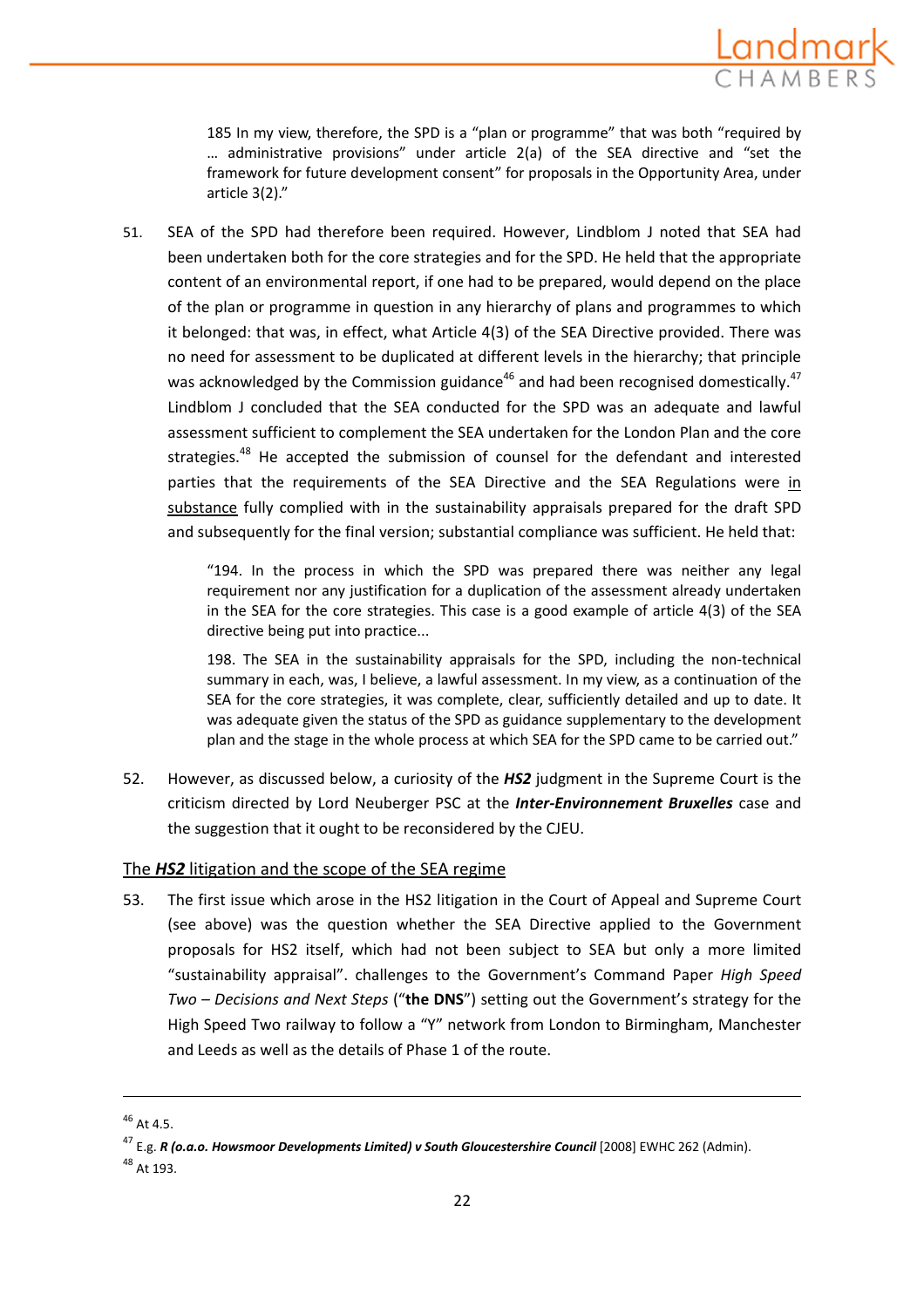> 185 In my view, therefore, the SPD is a "plan or programme" that was both "required by … administrative provisions" under article 2(a) of the SEA directive and "set the framework for future development consent" for proposals in the Opportunity Area, under article 3(2)."

51. SEA of the SPD had therefore been required. However, Lindblom J noted that SEA had been undertaken both for the core strategies and for the SPD. He held that the appropriate content of an environmental report, if one had to be prepared, would depend on the place of the plan or programme in question in any hierarchy of plans and programmes to which it belonged: that was, in effect, what Article 4(3) of the SEA Directive provided. There was no need for assessment to be duplicated at different levels in the hierarchy; that principle was acknowledged by the Commission guidance[46] and had been recognised domestically.[47] Lindblom J concluded that the SEA conducted for the SPD was an adequate and lawful assessment sufficient to complement the SEA undertaken for the London Plan and the core strategies.[48] He accepted the submission of counsel for the defendant and interested parties that the requirements of the SEA Directive and the SEA Regulations were <u>in substance</u> fully complied with in the sustainability appraisals prepared for the draft SPD and subsequently for the final version; substantial compliance was sufficient. He held that:

> "194. In the process in which the SPD was prepared there was neither any legal requirement nor any justification for a duplication of the assessment already undertaken in the SEA for the core strategies. This case is a good example of article 4(3) of the SEA directive being put into practice...
>
> 198. The SEA in the sustainability appraisals for the SPD, including the non-technical summary in each, was, I believe, a lawful assessment. In my view, as a continuation of the SEA for the core strategies, it was complete, clear, sufficiently detailed and up to date. It was adequate given the status of the SPD as guidance supplementary to the development plan and the stage in the whole process at which SEA for the SPD came to be carried out."

52. However, as discussed below, a curiosity of the ***HS2*** judgment in the Supreme Court is the criticism directed by Lord Neuberger PSC at the ***Inter-Environnement Bruxelles*** case and the suggestion that it ought to be reconsidered by the CJEU.

## <u>The ***HS2*** litigation and the scope of the SEA regime</u>

53. The first issue which arose in the HS2 litigation in the Court of Appeal and Supreme Court (see above) was the question whether the SEA Directive applied to the Government proposals for HS2 itself, which had not been subject to SEA but only a more limited "sustainability appraisal". challenges to the Government's Command Paper *High Speed Two – Decisions and Next Steps* ("**the DNS**") setting out the Government's strategy for the High Speed Two railway to follow a "Y" network from London to Birmingham, Manchester and Leeds as well as the details of Phase 1 of the route.

---

[46] At 4.5.

[47] E.g. ***R (o.a.o. Howsmoor Developments Limited) v South Gloucestershire Council*** [2008] EWHC 262 (Admin).

[48] At 193.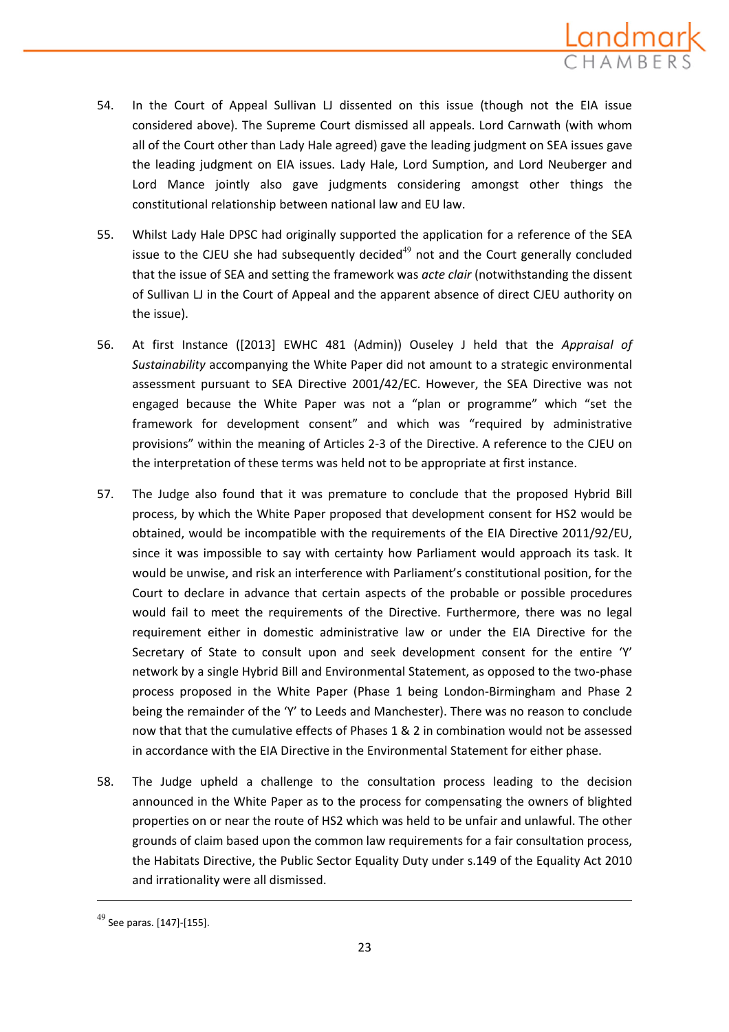54. In the Court of Appeal Sullivan LJ dissented on this issue (though not the EIA issue considered above). The Supreme Court dismissed all appeals. Lord Carnwath (with whom all of the Court other than Lady Hale agreed) gave the leading judgment on SEA issues gave the leading judgment on EIA issues. Lady Hale, Lord Sumption, and Lord Neuberger and Lord Mance jointly also gave judgments considering amongst other things the constitutional relationship between national law and EU law.

55. Whilst Lady Hale DPSC had originally supported the application for a reference of the SEA issue to the CJEU she had subsequently decided[49] not and the Court generally concluded that the issue of SEA and setting the framework was *acte clair* (notwithstanding the dissent of Sullivan LJ in the Court of Appeal and the apparent absence of direct CJEU authority on the issue).

56. At first Instance ([2013] EWHC 481 (Admin)) Ouseley J held that the *Appraisal of Sustainability* accompanying the White Paper did not amount to a strategic environmental assessment pursuant to SEA Directive 2001/42/EC. However, the SEA Directive was not engaged because the White Paper was not a "plan or programme" which "set the framework for development consent" and which was "required by administrative provisions" within the meaning of Articles 2-3 of the Directive. A reference to the CJEU on the interpretation of these terms was held not to be appropriate at first instance.

57. The Judge also found that it was premature to conclude that the proposed Hybrid Bill process, by which the White Paper proposed that development consent for HS2 would be obtained, would be incompatible with the requirements of the EIA Directive 2011/92/EU, since it was impossible to say with certainty how Parliament would approach its task. It would be unwise, and risk an interference with Parliament's constitutional position, for the Court to declare in advance that certain aspects of the probable or possible procedures would fail to meet the requirements of the Directive. Furthermore, there was no legal requirement either in domestic administrative law or under the EIA Directive for the Secretary of State to consult upon and seek development consent for the entire 'Y' network by a single Hybrid Bill and Environmental Statement, as opposed to the two-phase process proposed in the White Paper (Phase 1 being London-Birmingham and Phase 2 being the remainder of the 'Y' to Leeds and Manchester). There was no reason to conclude now that that the cumulative effects of Phases 1 & 2 in combination would not be assessed in accordance with the EIA Directive in the Environmental Statement for either phase.

58. The Judge upheld a challenge to the consultation process leading to the decision announced in the White Paper as to the process for compensating the owners of blighted properties on or near the route of HS2 which was held to be unfair and unlawful. The other grounds of claim based upon the common law requirements for a fair consultation process, the Habitats Directive, the Public Sector Equality Duty under s.149 of the Equality Act 2010 and irrationality were all dismissed.

---

[49] See paras. [147]-[155].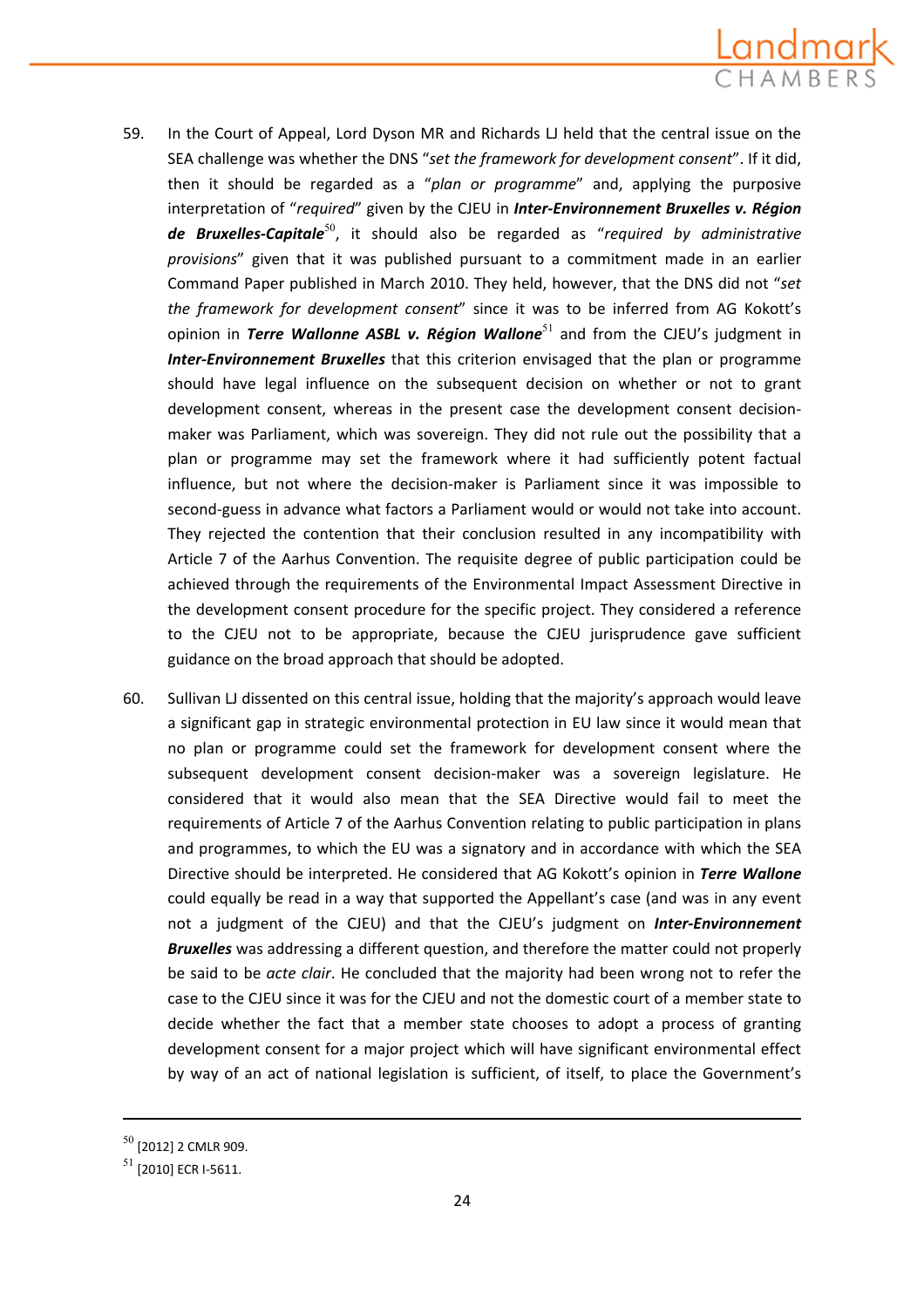59. In the Court of Appeal, Lord Dyson MR and Richards LJ held that the central issue on the SEA challenge was whether the DNS "*set the framework for development consent*". If it did, then it should be regarded as a "*plan or programme*" and, applying the purposive interpretation of "*required*" given by the CJEU in ***Inter-Environnement Bruxelles v. Région de Bruxelles-Capitale***[50], it should also be regarded as "*required by administrative provisions*" given that it was published pursuant to a commitment made in an earlier Command Paper published in March 2010. They held, however, that the DNS did not "*set the framework for development consent*" since it was to be inferred from AG Kokott's opinion in ***Terre Wallonne ASBL v. Région Wallone***[51] and from the CJEU's judgment in ***Inter-Environnement Bruxelles*** that this criterion envisaged that the plan or programme should have legal influence on the subsequent decision on whether or not to grant development consent, whereas in the present case the development consent decision-maker was Parliament, which was sovereign. They did not rule out the possibility that a plan or programme may set the framework where it had sufficiently potent factual influence, but not where the decision-maker is Parliament since it was impossible to second-guess in advance what factors a Parliament would or would not take into account. They rejected the contention that their conclusion resulted in any incompatibility with Article 7 of the Aarhus Convention. The requisite degree of public participation could be achieved through the requirements of the Environmental Impact Assessment Directive in the development consent procedure for the specific project. They considered a reference to the CJEU not to be appropriate, because the CJEU jurisprudence gave sufficient guidance on the broad approach that should be adopted.

60. Sullivan LJ dissented on this central issue, holding that the majority's approach would leave a significant gap in strategic environmental protection in EU law since it would mean that no plan or programme could set the framework for development consent where the subsequent development consent decision-maker was a sovereign legislature. He considered that it would also mean that the SEA Directive would fail to meet the requirements of Article 7 of the Aarhus Convention relating to public participation in plans and programmes, to which the EU was a signatory and in accordance with which the SEA Directive should be interpreted. He considered that AG Kokott's opinion in ***Terre Wallone*** could equally be read in a way that supported the Appellant's case (and was in any event not a judgment of the CJEU) and that the CJEU's judgment on ***Inter-Environnement Bruxelles*** was addressing a different question, and therefore the matter could not properly be said to be *acte clair*. He concluded that the majority had been wrong not to refer the case to the CJEU since it was for the CJEU and not the domestic court of a member state to decide whether the fact that a member state chooses to adopt a process of granting development consent for a major project which will have significant environmental effect by way of an act of national legislation is sufficient, of itself, to place the Government's

---

[50] [2012] 2 CMLR 909.

[51] [2010] ECR I-5611.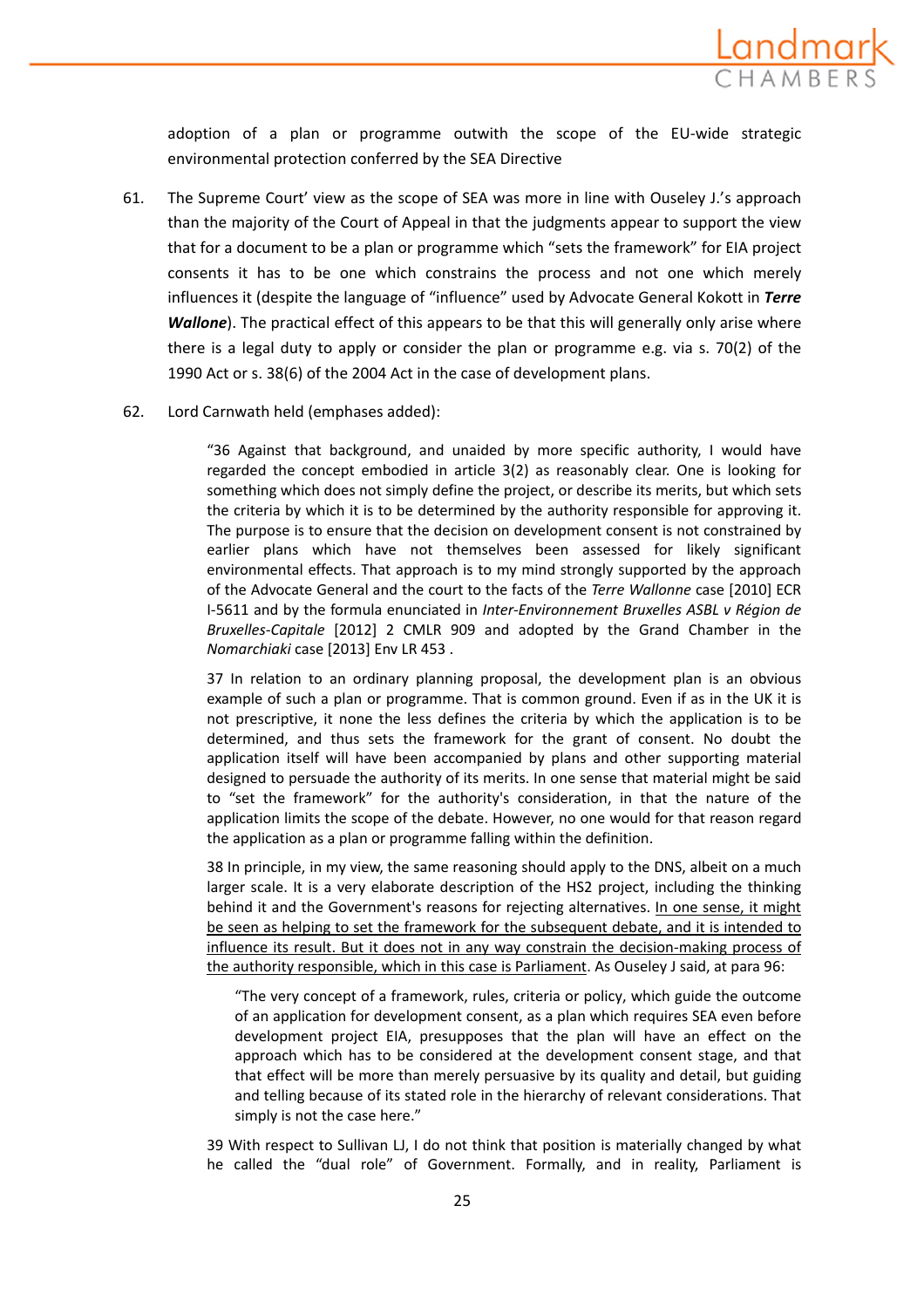adoption of a plan or programme outwith the scope of the EU-wide strategic environmental protection conferred by the SEA Directive

61. The Supreme Court' view as the scope of SEA was more in line with Ouseley J.'s approach than the majority of the Court of Appeal in that the judgments appear to support the view that for a document to be a plan or programme which "sets the framework" for EIA project consents it has to be one which constrains the process and not one which merely influences it (despite the language of "influence" used by Advocate General Kokott in ***Terre Wallone***). The practical effect of this appears to be that this will generally only arise where there is a legal duty to apply or consider the plan or programme e.g. via s. 70(2) of the 1990 Act or s. 38(6) of the 2004 Act in the case of development plans.

62. Lord Carnwath held (emphases added):

> "36 Against that background, and unaided by more specific authority, I would have regarded the concept embodied in article 3(2) as reasonably clear. One is looking for something which does not simply define the project, or describe its merits, but which sets the criteria by which it is to be determined by the authority responsible for approving it. The purpose is to ensure that the decision on development consent is not constrained by earlier plans which have not themselves been assessed for likely significant environmental effects. That approach is to my mind strongly supported by the approach of the Advocate General and the court to the facts of the *Terre Wallonne* case [2010] ECR I-5611 and by the formula enunciated in *Inter-Environnement Bruxelles ASBL v Région de Bruxelles-Capitale* [2012] 2 CMLR 909 and adopted by the Grand Chamber in the *Nomarchiaki* case [2013] Env LR 453 .
>
> 37 In relation to an ordinary planning proposal, the development plan is an obvious example of such a plan or programme. That is common ground. Even if as in the UK it is not prescriptive, it none the less defines the criteria by which the application is to be determined, and thus sets the framework for the grant of consent. No doubt the application itself will have been accompanied by plans and other supporting material designed to persuade the authority of its merits. In one sense that material might be said to "set the framework" for the authority's consideration, in that the nature of the application limits the scope of the debate. However, no one would for that reason regard the application as a plan or programme falling within the definition.
>
> 38 In principle, in my view, the same reasoning should apply to the DNS, albeit on a much larger scale. It is a very elaborate description of the HS2 project, including the thinking behind it and the Government's reasons for rejecting alternatives. <u>In one sense, it might be seen as helping to set the framework for the subsequent debate, and it is intended to influence its result. But it does not in any way constrain the decision-making process of the authority responsible, which in this case is Parliament</u>. As Ouseley J said, at para 96:
>
>> "The very concept of a framework, rules, criteria or policy, which guide the outcome of an application for development consent, as a plan which requires SEA even before development project EIA, presupposes that the plan will have an effect on the approach which has to be considered at the development consent stage, and that that effect will be more than merely persuasive by its quality and detail, but guiding and telling because of its stated role in the hierarchy of relevant considerations. That simply is not the case here."
>
> 39 With respect to Sullivan LJ, I do not think that position is materially changed by what he called the "dual role" of Government. Formally, and in reality, Parliament is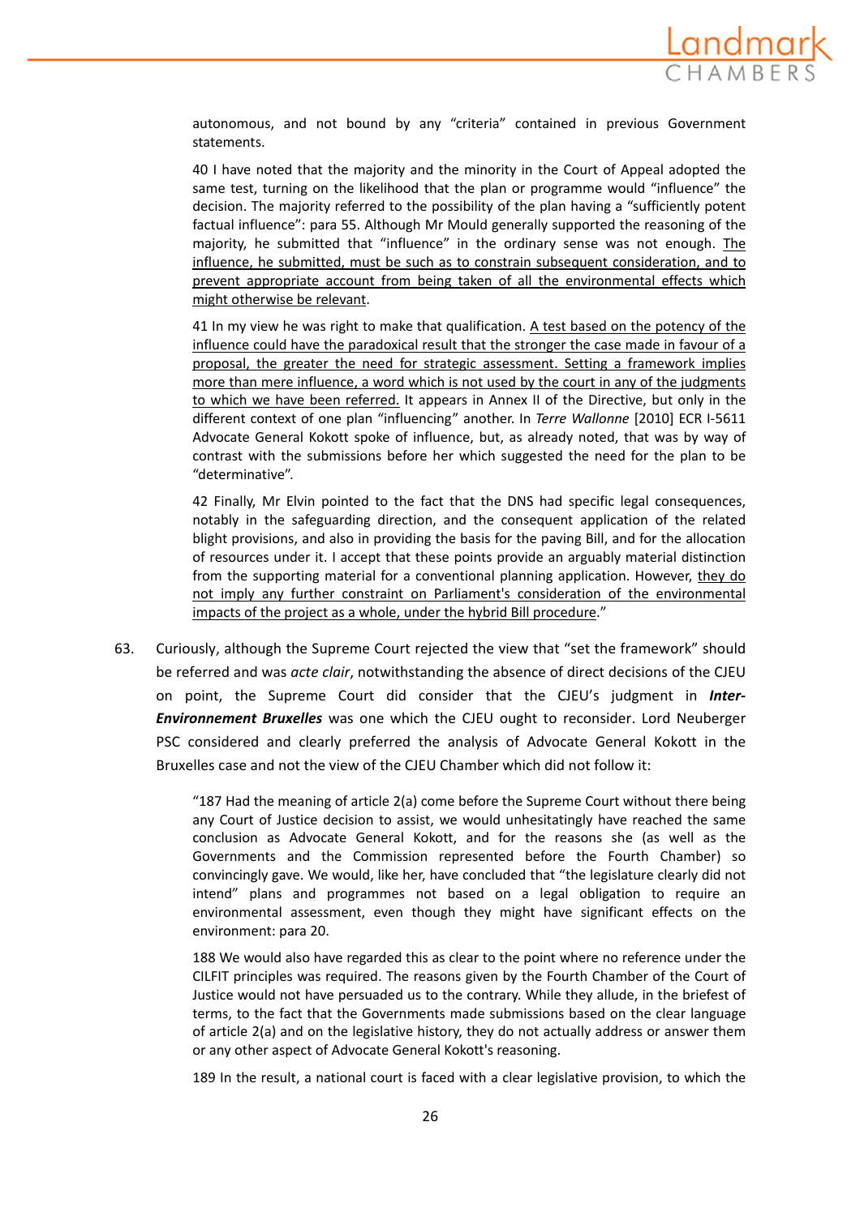autonomous, and not bound by any "criteria" contained in previous Government statements.

40 I have noted that the majority and the minority in the Court of Appeal adopted the same test, turning on the likelihood that the plan or programme would "influence" the decision. The majority referred to the possibility of the plan having a "sufficiently potent factual influence": para 55. Although Mr Mould generally supported the reasoning of the majority, he submitted that "influence" in the ordinary sense was not enough. <u>The influence, he submitted, must be such as to constrain subsequent consideration, and to prevent appropriate account from being taken of all the environmental effects which might otherwise be relevant</u>.

41 In my view he was right to make that qualification. <u>A test based on the potency of the influence could have the paradoxical result that the stronger the case made in favour of a proposal, the greater the need for strategic assessment. Setting a framework implies more than mere influence, a word which is not used by the court in any of the judgments to which we have been referred.</u> It appears in Annex II of the Directive, but only in the different context of one plan "influencing" another. In *Terre Wallonne* [2010] ECR I-5611 Advocate General Kokott spoke of influence, but, as already noted, that was by way of contrast with the submissions before her which suggested the need for the plan to be "determinative".

42 Finally, Mr Elvin pointed to the fact that the DNS had specific legal consequences, notably in the safeguarding direction, and the consequent application of the related blight provisions, and also in providing the basis for the paving Bill, and for the allocation of resources under it. I accept that these points provide an arguably material distinction from the supporting material for a conventional planning application. However, <u>they do not imply any further constraint on Parliament's consideration of the environmental impacts of the project as a whole, under the hybrid Bill procedure</u>."

63. Curiously, although the Supreme Court rejected the view that "set the framework" should be referred and was *acte clair*, notwithstanding the absence of direct decisions of the CJEU on point, the Supreme Court did consider that the CJEU's judgment in ***Inter-Environnement Bruxelles*** was one which the CJEU ought to reconsider. Lord Neuberger PSC considered and clearly preferred the analysis of Advocate General Kokott in the Bruxelles case and not the view of the CJEU Chamber which did not follow it:

"187 Had the meaning of article 2(a) come before the Supreme Court without there being any Court of Justice decision to assist, we would unhesitatingly have reached the same conclusion as Advocate General Kokott, and for the reasons she (as well as the Governments and the Commission represented before the Fourth Chamber) so convincingly gave. We would, like her, have concluded that "the legislature clearly did not intend" plans and programmes not based on a legal obligation to require an environmental assessment, even though they might have significant effects on the environment: para 20.

188 We would also have regarded this as clear to the point where no reference under the CILFIT principles was required. The reasons given by the Fourth Chamber of the Court of Justice would not have persuaded us to the contrary. While they allude, in the briefest of terms, to the fact that the Governments made submissions based on the clear language of article 2(a) and on the legislative history, they do not actually address or answer them or any other aspect of Advocate General Kokott's reasoning.

189 In the result, a national court is faced with a clear legislative provision, to which the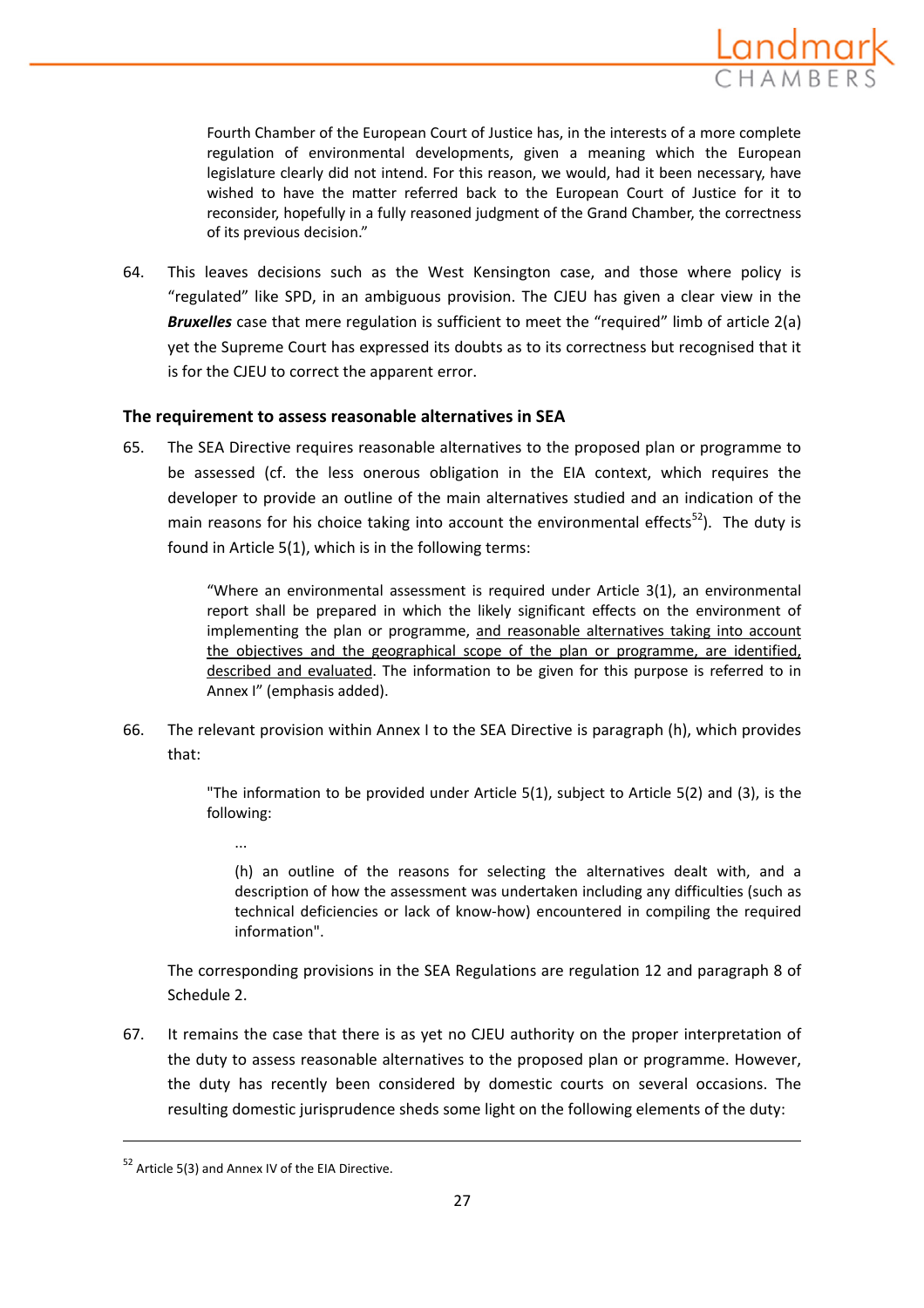> Fourth Chamber of the European Court of Justice has, in the interests of a more complete regulation of environmental developments, given a meaning which the European legislature clearly did not intend. For this reason, we would, had it been necessary, have wished to have the matter referred back to the European Court of Justice for it to reconsider, hopefully in a fully reasoned judgment of the Grand Chamber, the correctness of its previous decision."

64. This leaves decisions such as the West Kensington case, and those where policy is "regulated" like SPD, in an ambiguous provision. The CJEU has given a clear view in the ***Bruxelles*** case that mere regulation is sufficient to meet the "required" limb of article 2(a) yet the Supreme Court has expressed its doubts as to its correctness but recognised that it is for the CJEU to correct the apparent error.

### The requirement to assess reasonable alternatives in SEA

65. The SEA Directive requires reasonable alternatives to the proposed plan or programme to be assessed (cf. the less onerous obligation in the EIA context, which requires the developer to provide an outline of the main alternatives studied and an indication of the main reasons for his choice taking into account the environmental effects[52]). The duty is found in Article 5(1), which is in the following terms:

> "Where an environmental assessment is required under Article 3(1), an environmental report shall be prepared in which the likely significant effects on the environment of implementing the plan or programme, <u>and reasonable alternatives taking into account the objectives and the geographical scope of the plan or programme, are identified, described and evaluated</u>. The information to be given for this purpose is referred to in Annex I" (emphasis added).

66. The relevant provision within Annex I to the SEA Directive is paragraph (h), which provides that:

> "The information to be provided under Article 5(1), subject to Article 5(2) and (3), is the following:
>
> ...
>
> (h) an outline of the reasons for selecting the alternatives dealt with, and a description of how the assessment was undertaken including any difficulties (such as technical deficiencies or lack of know-how) encountered in compiling the required information".

The corresponding provisions in the SEA Regulations are regulation 12 and paragraph 8 of Schedule 2.

67. It remains the case that there is as yet no CJEU authority on the proper interpretation of the duty to assess reasonable alternatives to the proposed plan or programme. However, the duty has recently been considered by domestic courts on several occasions. The resulting domestic jurisprudence sheds some light on the following elements of the duty:

---

[52] Article 5(3) and Annex IV of the EIA Directive.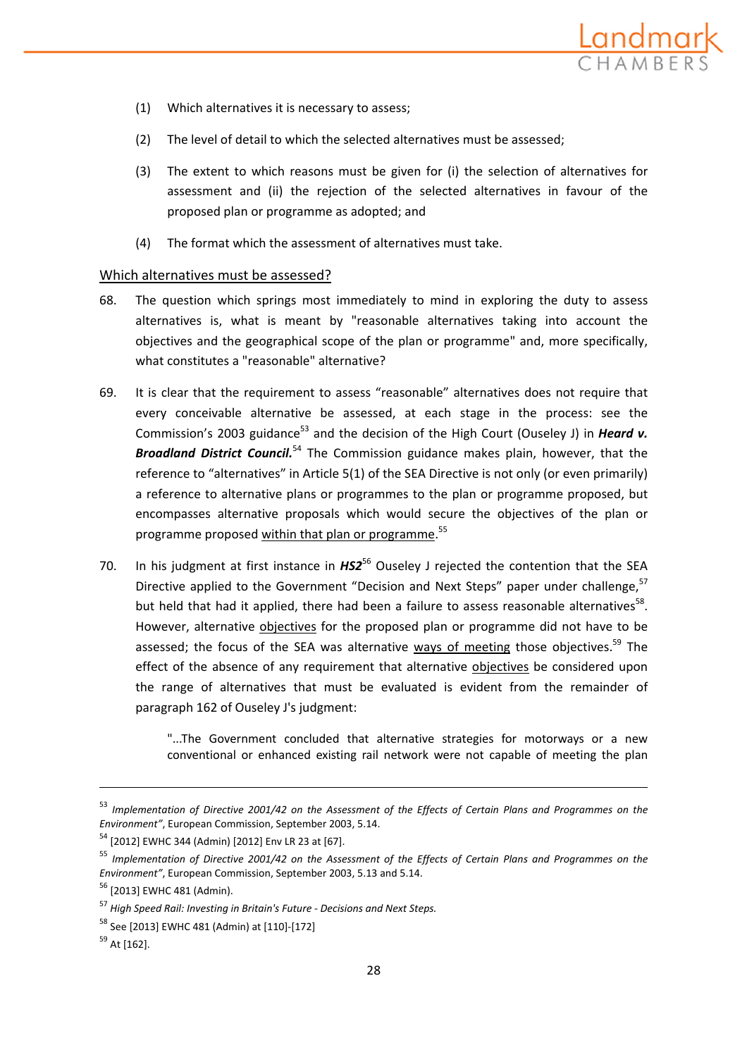(1) Which alternatives it is necessary to assess;

(2) The level of detail to which the selected alternatives must be assessed;

(3) The extent to which reasons must be given for (i) the selection of alternatives for assessment and (ii) the rejection of the selected alternatives in favour of the proposed plan or programme as adopted; and

(4) The format which the assessment of alternatives must take.

Which alternatives must be assessed?

68. The question which springs most immediately to mind in exploring the duty to assess alternatives is, what is meant by "reasonable alternatives taking into account the objectives and the geographical scope of the plan or programme" and, more specifically, what constitutes a "reasonable" alternative?

69. It is clear that the requirement to assess "reasonable" alternatives does not require that every conceivable alternative be assessed, at each stage in the process: see the Commission's 2003 guidance[53] and the decision of the High Court (Ouseley J) in ***Heard v. Broadland District Council.***[54] The Commission guidance makes plain, however, that the reference to "alternatives" in Article 5(1) of the SEA Directive is not only (or even primarily) a reference to alternative plans or programmes to the plan or programme proposed, but encompasses alternative proposals which would secure the objectives of the plan or programme proposed within that plan or programme.[55]

70. In his judgment at first instance in ***HS2***[56] Ouseley J rejected the contention that the SEA Directive applied to the Government "Decision and Next Steps" paper under challenge,[57] but held that had it applied, there had been a failure to assess reasonable alternatives[58]. However, alternative objectives for the proposed plan or programme did not have to be assessed; the focus of the SEA was alternative ways of meeting those objectives.[59] The effect of the absence of any requirement that alternative objectives be considered upon the range of alternatives that must be evaluated is evident from the remainder of paragraph 162 of Ouseley J's judgment:

> "...The Government concluded that alternative strategies for motorways or a new conventional or enhanced existing rail network were not capable of meeting the plan

---

[53] *Implementation of Directive 2001/42 on the Assessment of the Effects of Certain Plans and Programmes on the Environment"*, European Commission, September 2003, 5.14.

[54] [2012] EWHC 344 (Admin) [2012] Env LR 23 at [67].

[55] *Implementation of Directive 2001/42 on the Assessment of the Effects of Certain Plans and Programmes on the Environment"*, European Commission, September 2003, 5.13 and 5.14.

[56] [2013] EWHC 481 (Admin).

[57] *High Speed Rail: Investing in Britain's Future - Decisions and Next Steps.*

[58] See [2013] EWHC 481 (Admin) at [110]-[172]

[59] At [162].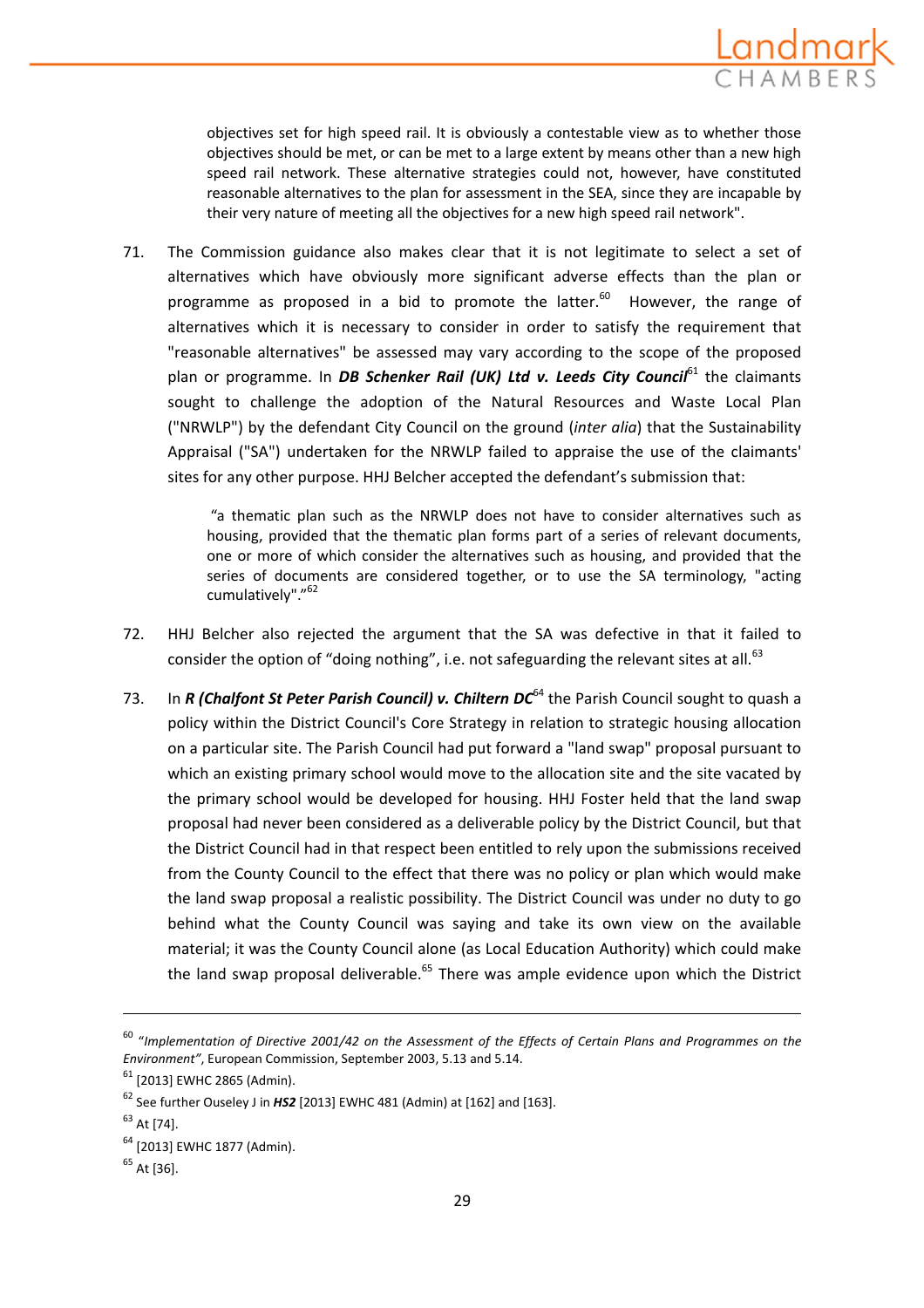> objectives set for high speed rail. It is obviously a contestable view as to whether those objectives should be met, or can be met to a large extent by means other than a new high speed rail network. These alternative strategies could not, however, have constituted reasonable alternatives to the plan for assessment in the SEA, since they are incapable by their very nature of meeting all the objectives for a new high speed rail network".

71. The Commission guidance also makes clear that it is not legitimate to select a set of alternatives which have obviously more significant adverse effects than the plan or programme as proposed in a bid to promote the latter.[60] However, the range of alternatives which it is necessary to consider in order to satisfy the requirement that "reasonable alternatives" be assessed may vary according to the scope of the proposed plan or programme. In ***DB Schenker Rail (UK) Ltd v. Leeds City Council***[61] the claimants sought to challenge the adoption of the Natural Resources and Waste Local Plan ("NRWLP") by the defendant City Council on the ground (*inter alia*) that the Sustainability Appraisal ("SA") undertaken for the NRWLP failed to appraise the use of the claimants' sites for any other purpose. HHJ Belcher accepted the defendant's submission that:

> "a thematic plan such as the NRWLP does not have to consider alternatives such as housing, provided that the thematic plan forms part of a series of relevant documents, one or more of which consider the alternatives such as housing, and provided that the series of documents are considered together, or to use the SA terminology, "acting cumulatively"."[62]

72. HHJ Belcher also rejected the argument that the SA was defective in that it failed to consider the option of "doing nothing", i.e. not safeguarding the relevant sites at all.[63]

73. In ***R (Chalfont St Peter Parish Council) v. Chiltern DC***[64] the Parish Council sought to quash a policy within the District Council's Core Strategy in relation to strategic housing allocation on a particular site. The Parish Council had put forward a "land swap" proposal pursuant to which an existing primary school would move to the allocation site and the site vacated by the primary school would be developed for housing. HHJ Foster held that the land swap proposal had never been considered as a deliverable policy by the District Council, but that the District Council had in that respect been entitled to rely upon the submissions received from the County Council to the effect that there was no policy or plan which would make the land swap proposal a realistic possibility. The District Council was under no duty to go behind what the County Council was saying and take its own view on the available material; it was the County Council alone (as Local Education Authority) which could make the land swap proposal deliverable.[65] There was ample evidence upon which the District

---

[60] *"Implementation of Directive 2001/42 on the Assessment of the Effects of Certain Plans and Programmes on the Environment"*, European Commission, September 2003, 5.13 and 5.14.

[61] [2013] EWHC 2865 (Admin).

[62] See further Ouseley J in ***HS2*** [2013] EWHC 481 (Admin) at [162] and [163].

[63] At [74].

[64] [2013] EWHC 1877 (Admin).

[65] At [36].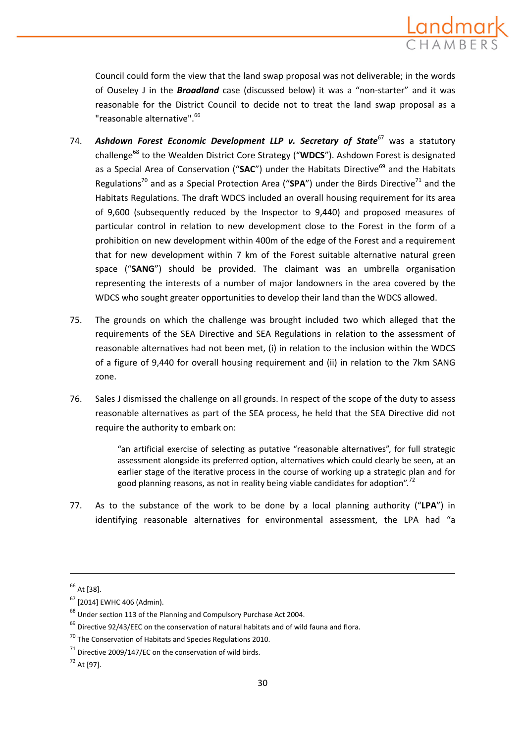Council could form the view that the land swap proposal was not deliverable; in the words of Ouseley J in the ***Broadland*** case (discussed below) it was a "non-starter" and it was reasonable for the District Council to decide not to treat the land swap proposal as a "reasonable alternative".[66]

74. ***Ashdown Forest Economic Development LLP v. Secretary of State***[67] was a statutory challenge[68] to the Wealden District Core Strategy ("**WDCS**"). Ashdown Forest is designated as a Special Area of Conservation ("**SAC**") under the Habitats Directive[69] and the Habitats Regulations[70] and as a Special Protection Area ("**SPA**") under the Birds Directive[71] and the Habitats Regulations. The draft WDCS included an overall housing requirement for its area of 9,600 (subsequently reduced by the Inspector to 9,440) and proposed measures of particular control in relation to new development close to the Forest in the form of a prohibition on new development within 400m of the edge of the Forest and a requirement that for new development within 7 km of the Forest suitable alternative natural green space ("**SANG**") should be provided. The claimant was an umbrella organisation representing the interests of a number of major landowners in the area covered by the WDCS who sought greater opportunities to develop their land than the WDCS allowed.

75. The grounds on which the challenge was brought included two which alleged that the requirements of the SEA Directive and SEA Regulations in relation to the assessment of reasonable alternatives had not been met, (i) in relation to the inclusion within the WDCS of a figure of 9,440 for overall housing requirement and (ii) in relation to the 7km SANG zone.

76. Sales J dismissed the challenge on all grounds. In respect of the scope of the duty to assess reasonable alternatives as part of the SEA process, he held that the SEA Directive did not require the authority to embark on:

> "an artificial exercise of selecting as putative "reasonable alternatives", for full strategic assessment alongside its preferred option, alternatives which could clearly be seen, at an earlier stage of the iterative process in the course of working up a strategic plan and for good planning reasons, as not in reality being viable candidates for adoption".[72]

77. As to the substance of the work to be done by a local planning authority ("**LPA**") in identifying reasonable alternatives for environmental assessment, the LPA had "a

---

[66] At [38].

[67] [2014] EWHC 406 (Admin).

[68] Under section 113 of the Planning and Compulsory Purchase Act 2004.

[69] Directive 92/43/EEC on the conservation of natural habitats and of wild fauna and flora.

[70] The Conservation of Habitats and Species Regulations 2010.

[71] Directive 2009/147/EC on the conservation of wild birds.

[72] At [97].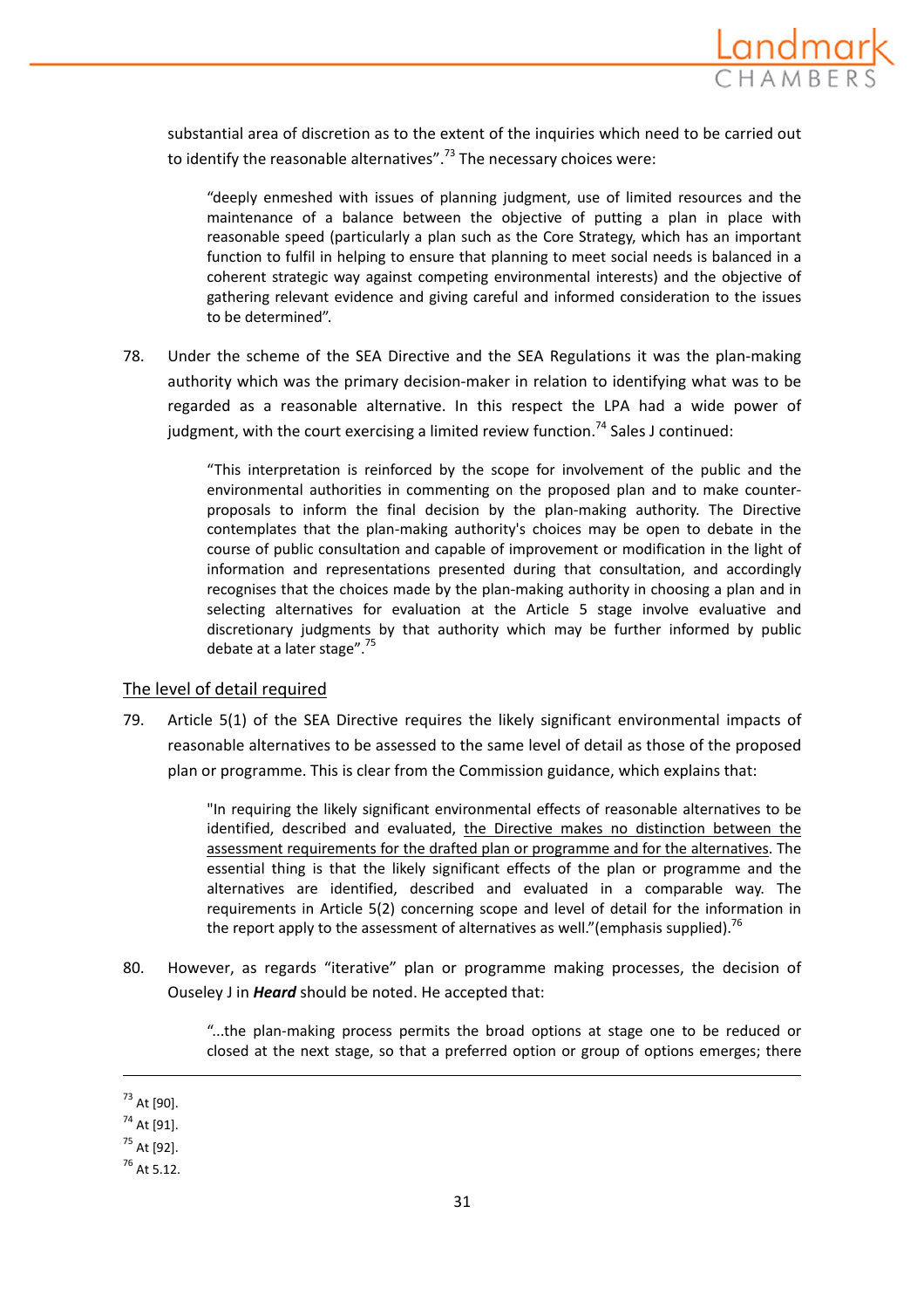substantial area of discretion as to the extent of the inquiries which need to be carried out to identify the reasonable alternatives".[73] The necessary choices were:

> "deeply enmeshed with issues of planning judgment, use of limited resources and the maintenance of a balance between the objective of putting a plan in place with reasonable speed (particularly a plan such as the Core Strategy, which has an important function to fulfil in helping to ensure that planning to meet social needs is balanced in a coherent strategic way against competing environmental interests) and the objective of gathering relevant evidence and giving careful and informed consideration to the issues to be determined".

78. Under the scheme of the SEA Directive and the SEA Regulations it was the plan-making authority which was the primary decision-maker in relation to identifying what was to be regarded as a reasonable alternative. In this respect the LPA had a wide power of judgment, with the court exercising a limited review function.[74] Sales J continued:

> "This interpretation is reinforced by the scope for involvement of the public and the environmental authorities in commenting on the proposed plan and to make counter-proposals to inform the final decision by the plan-making authority. The Directive contemplates that the plan-making authority's choices may be open to debate in the course of public consultation and capable of improvement or modification in the light of information and representations presented during that consultation, and accordingly recognises that the choices made by the plan-making authority in choosing a plan and in selecting alternatives for evaluation at the Article 5 stage involve evaluative and discretionary judgments by that authority which may be further informed by public debate at a later stage".[75]

## The level of detail required

79. Article 5(1) of the SEA Directive requires the likely significant environmental impacts of reasonable alternatives to be assessed to the same level of detail as those of the proposed plan or programme. This is clear from the Commission guidance, which explains that:

> "In requiring the likely significant environmental effects of reasonable alternatives to be identified, described and evaluated, <u>the Directive makes no distinction between the assessment requirements for the drafted plan or programme and for the alternatives</u>. The essential thing is that the likely significant effects of the plan or programme and the alternatives are identified, described and evaluated in a comparable way. The requirements in Article 5(2) concerning scope and level of detail for the information in the report apply to the assessment of alternatives as well."(emphasis supplied).[76]

80. However, as regards "iterative" plan or programme making processes, the decision of Ouseley J in ***Heard*** should be noted. He accepted that:

> "...the plan-making process permits the broad options at stage one to be reduced or closed at the next stage, so that a preferred option or group of options emerges; there

---

[73] At [90].

[74] At [91].

[75] At [92].

[76] At 5.12.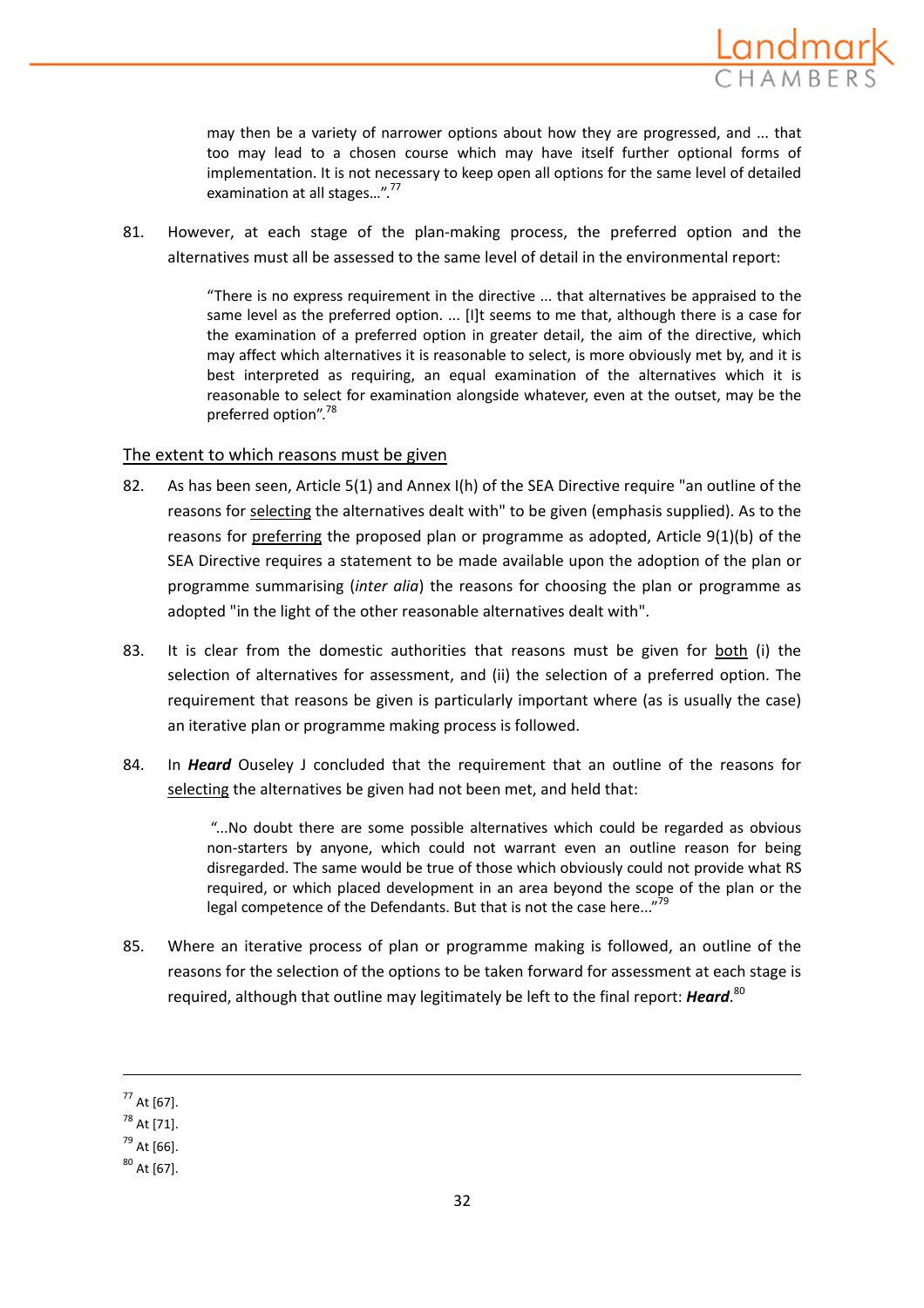> may then be a variety of narrower options about how they are progressed, and ... that too may lead to a chosen course which may have itself further optional forms of implementation. It is not necessary to keep open all options for the same level of detailed examination at all stages…".[77]

81. However, at each stage of the plan-making process, the preferred option and the alternatives must all be assessed to the same level of detail in the environmental report:

> "There is no express requirement in the directive ... that alternatives be appraised to the same level as the preferred option. ... [I]t seems to me that, although there is a case for the examination of a preferred option in greater detail, the aim of the directive, which may affect which alternatives it is reasonable to select, is more obviously met by, and it is best interpreted as requiring, an equal examination of the alternatives which it is reasonable to select for examination alongside whatever, even at the outset, may be the preferred option".[78]

<u>The extent to which reasons must be given</u>

82. As has been seen, Article 5(1) and Annex I(h) of the SEA Directive require "an outline of the reasons for <u>selecting</u> the alternatives dealt with" to be given (emphasis supplied). As to the reasons for <u>preferring</u> the proposed plan or programme as adopted, Article 9(1)(b) of the SEA Directive requires a statement to be made available upon the adoption of the plan or programme summarising (*inter alia*) the reasons for choosing the plan or programme as adopted "in the light of the other reasonable alternatives dealt with".

83. It is clear from the domestic authorities that reasons must be given for <u>both</u> (i) the selection of alternatives for assessment, and (ii) the selection of a preferred option. The requirement that reasons be given is particularly important where (as is usually the case) an iterative plan or programme making process is followed.

84. In ***Heard*** Ouseley J concluded that the requirement that an outline of the reasons for <u>selecting</u> the alternatives be given had not been met, and held that:

> "...No doubt there are some possible alternatives which could be regarded as obvious non-starters by anyone, which could not warrant even an outline reason for being disregarded. The same would be true of those which obviously could not provide what RS required, or which placed development in an area beyond the scope of the plan or the legal competence of the Defendants. But that is not the case here..."[79]

85. Where an iterative process of plan or programme making is followed, an outline of the reasons for the selection of the options to be taken forward for assessment at each stage is required, although that outline may legitimately be left to the final report: ***Heard***.[80]

---

[77] At [67].
[78] At [71].
[79] At [66].
[80] At [67].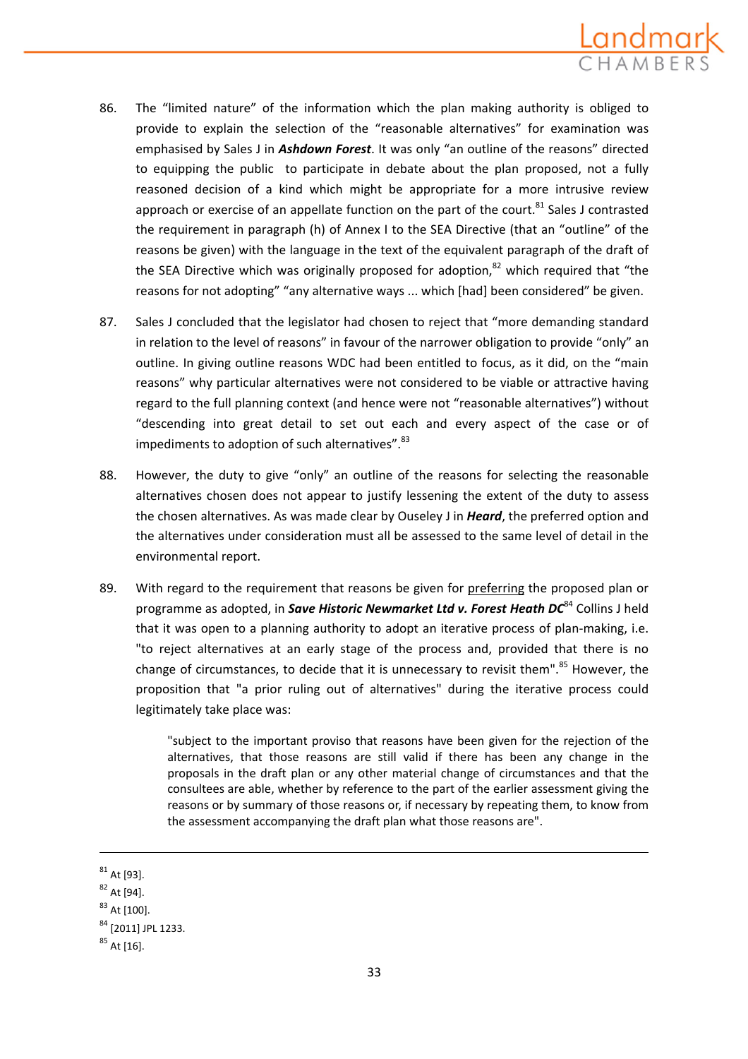86. The "limited nature" of the information which the plan making authority is obliged to provide to explain the selection of the "reasonable alternatives" for examination was emphasised by Sales J in ***Ashdown Forest***. It was only "an outline of the reasons" directed to equipping the public to participate in debate about the plan proposed, not a fully reasoned decision of a kind which might be appropriate for a more intrusive review approach or exercise of an appellate function on the part of the court.[81] Sales J contrasted the requirement in paragraph (h) of Annex I to the SEA Directive (that an "outline" of the reasons be given) with the language in the text of the equivalent paragraph of the draft of the SEA Directive which was originally proposed for adoption,[82] which required that "the reasons for not adopting" "any alternative ways ... which [had] been considered" be given.

87. Sales J concluded that the legislator had chosen to reject that "more demanding standard in relation to the level of reasons" in favour of the narrower obligation to provide "only" an outline. In giving outline reasons WDC had been entitled to focus, as it did, on the "main reasons" why particular alternatives were not considered to be viable or attractive having regard to the full planning context (and hence were not "reasonable alternatives") without "descending into great detail to set out each and every aspect of the case or of impediments to adoption of such alternatives".[83]

88. However, the duty to give "only" an outline of the reasons for selecting the reasonable alternatives chosen does not appear to justify lessening the extent of the duty to assess the chosen alternatives. As was made clear by Ouseley J in ***Heard***, the preferred option and the alternatives under consideration must all be assessed to the same level of detail in the environmental report.

89. With regard to the requirement that reasons be given for <u>preferring</u> the proposed plan or programme as adopted, in ***Save Historic Newmarket Ltd v. Forest Heath DC***[84] Collins J held that it was open to a planning authority to adopt an iterative process of plan-making, i.e. "to reject alternatives at an early stage of the process and, provided that there is no change of circumstances, to decide that it is unnecessary to revisit them".[85] However, the proposition that "a prior ruling out of alternatives" during the iterative process could legitimately take place was:

> "subject to the important proviso that reasons have been given for the rejection of the alternatives, that those reasons are still valid if there has been any change in the proposals in the draft plan or any other material change of circumstances and that the consultees are able, whether by reference to the part of the earlier assessment giving the reasons or by summary of those reasons or, if necessary by repeating them, to know from the assessment accompanying the draft plan what those reasons are".

---

[81] At [93].

[82] At [94].

[83] At [100].

[84] [2011] JPL 1233.

[85] At [16].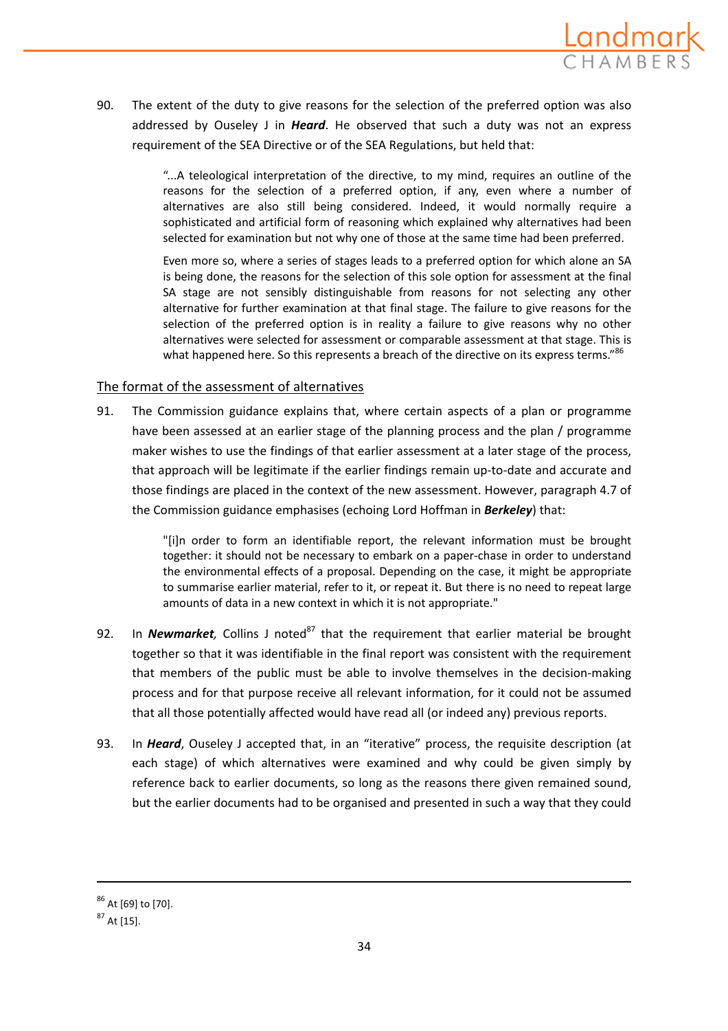90. The extent of the duty to give reasons for the selection of the preferred option was also addressed by Ouseley J in ***Heard***. He observed that such a duty was not an express requirement of the SEA Directive or of the SEA Regulations, but held that:

> "...A teleological interpretation of the directive, to my mind, requires an outline of the reasons for the selection of a preferred option, if any, even where a number of alternatives are also still being considered. Indeed, it would normally require a sophisticated and artificial form of reasoning which explained why alternatives had been selected for examination but not why one of those at the same time had been preferred.
>
> Even more so, where a series of stages leads to a preferred option for which alone an SA is being done, the reasons for the selection of this sole option for assessment at the final SA stage are not sensibly distinguishable from reasons for not selecting any other alternative for further examination at that final stage. The failure to give reasons for the selection of the preferred option is in reality a failure to give reasons why no other alternatives were selected for assessment or comparable assessment at that stage. This is what happened here. So this represents a breach of the directive on its express terms."[86]

## The format of the assessment of alternatives

91. The Commission guidance explains that, where certain aspects of a plan or programme have been assessed at an earlier stage of the planning process and the plan / programme maker wishes to use the findings of that earlier assessment at a later stage of the process, that approach will be legitimate if the earlier findings remain up-to-date and accurate and those findings are placed in the context of the new assessment. However, paragraph 4.7 of the Commission guidance emphasises (echoing Lord Hoffman in ***Berkeley***) that:

> "[i]n order to form an identifiable report, the relevant information must be brought together: it should not be necessary to embark on a paper-chase in order to understand the environmental effects of a proposal. Depending on the case, it might be appropriate to summarise earlier material, refer to it, or repeat it. But there is no need to repeat large amounts of data in a new context in which it is not appropriate."

92. In ***Newmarket,*** Collins J noted[87] that the requirement that earlier material be brought together so that it was identifiable in the final report was consistent with the requirement that members of the public must be able to involve themselves in the decision-making process and for that purpose receive all relevant information, for it could not be assumed that all those potentially affected would have read all (or indeed any) previous reports.

93. In ***Heard***, Ouseley J accepted that, in an "iterative" process, the requisite description (at each stage) of which alternatives were examined and why could be given simply by reference back to earlier documents, so long as the reasons there given remained sound, but the earlier documents had to be organised and presented in such a way that they could

---

[86] At [69] to [70].

[87] At [15].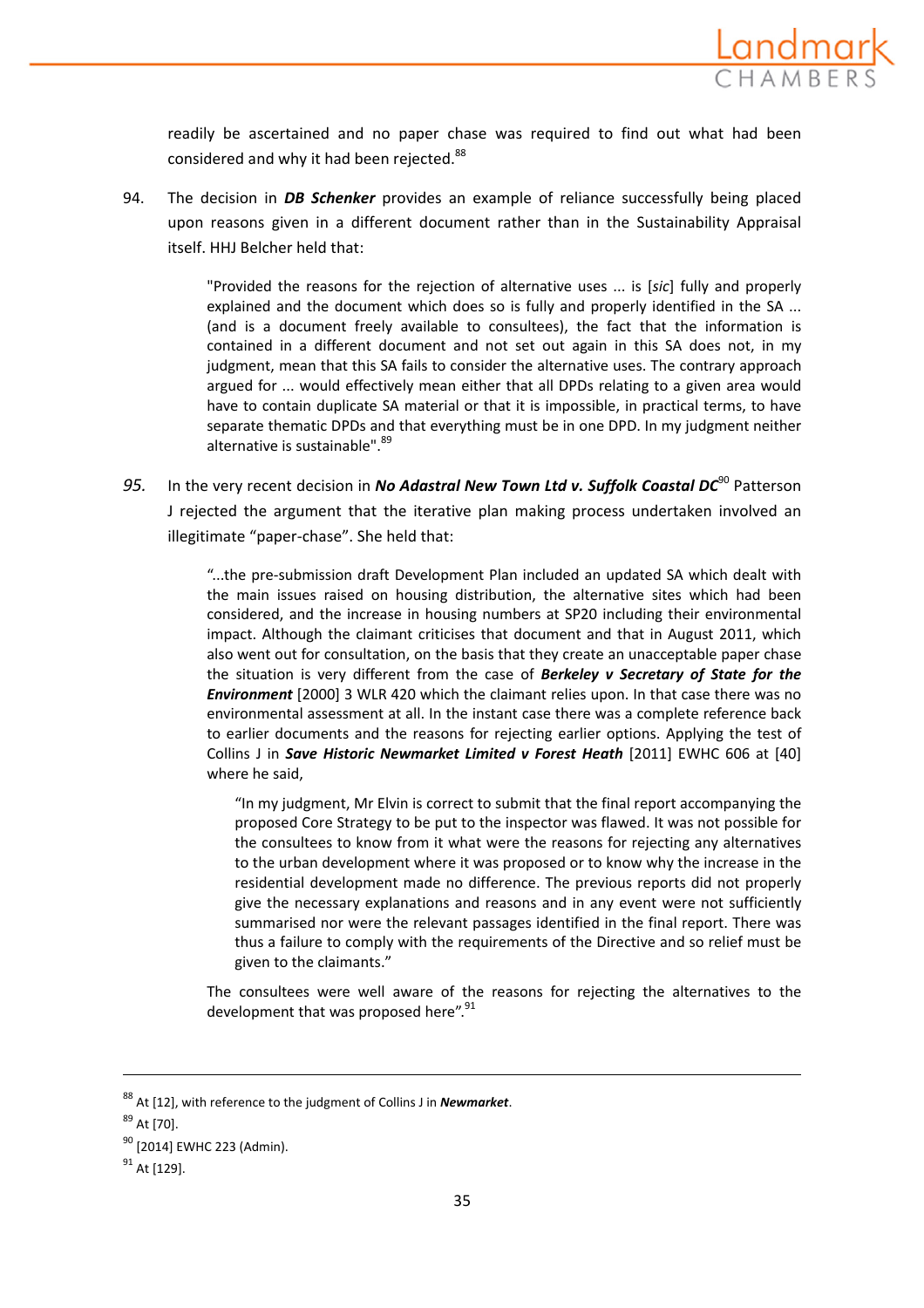readily be ascertained and no paper chase was required to find out what had been considered and why it had been rejected.[88]

94. The decision in ***DB Schenker*** provides an example of reliance successfully being placed upon reasons given in a different document rather than in the Sustainability Appraisal itself. HHJ Belcher held that:

> "Provided the reasons for the rejection of alternative uses ... is [*sic*] fully and properly explained and the document which does so is fully and properly identified in the SA ... (and is a document freely available to consultees), the fact that the information is contained in a different document and not set out again in this SA does not, in my judgment, mean that this SA fails to consider the alternative uses. The contrary approach argued for ... would effectively mean either that all DPDs relating to a given area would have to contain duplicate SA material or that it is impossible, in practical terms, to have separate thematic DPDs and that everything must be in one DPD. In my judgment neither alternative is sustainable".[89]

*95.* In the very recent decision in ***No Adastral New Town Ltd v. Suffolk Coastal DC***[90] Patterson J rejected the argument that the iterative plan making process undertaken involved an illegitimate "paper-chase". She held that:

> "...the pre-submission draft Development Plan included an updated SA which dealt with the main issues raised on housing distribution, the alternative sites which had been considered, and the increase in housing numbers at SP20 including their environmental impact. Although the claimant criticises that document and that in August 2011, which also went out for consultation, on the basis that they create an unacceptable paper chase the situation is very different from the case of ***Berkeley v Secretary of State for the Environment*** [2000] 3 WLR 420 which the claimant relies upon. In that case there was no environmental assessment at all. In the instant case there was a complete reference back to earlier documents and the reasons for rejecting earlier options. Applying the test of Collins J in ***Save Historic Newmarket Limited v Forest Heath*** [2011] EWHC 606 at [40] where he said,
>
> > "In my judgment, Mr Elvin is correct to submit that the final report accompanying the proposed Core Strategy to be put to the inspector was flawed. It was not possible for the consultees to know from it what were the reasons for rejecting any alternatives to the urban development where it was proposed or to know why the increase in the residential development made no difference. The previous reports did not properly give the necessary explanations and reasons and in any event were not sufficiently summarised nor were the relevant passages identified in the final report. There was thus a failure to comply with the requirements of the Directive and so relief must be given to the claimants."
>
> The consultees were well aware of the reasons for rejecting the alternatives to the development that was proposed here".[91]

---

[88] At [12], with reference to the judgment of Collins J in ***Newmarket***.

[89] At [70].

[90] [2014] EWHC 223 (Admin).

[91] At [129].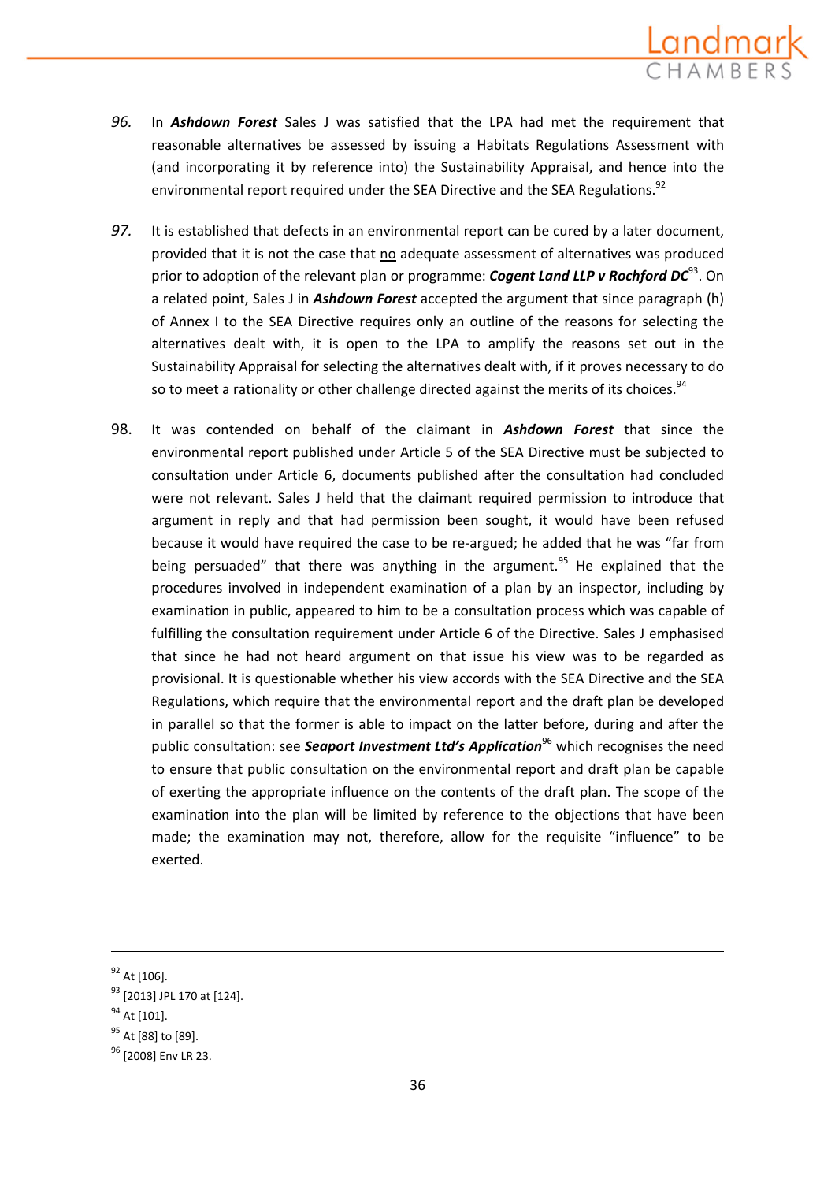96. In ***Ashdown Forest*** Sales J was satisfied that the LPA had met the requirement that reasonable alternatives be assessed by issuing a Habitats Regulations Assessment with (and incorporating it by reference into) the Sustainability Appraisal, and hence into the environmental report required under the SEA Directive and the SEA Regulations.[92]

97. It is established that defects in an environmental report can be cured by a later document, provided that it is not the case that no adequate assessment of alternatives was produced prior to adoption of the relevant plan or programme: ***Cogent Land LLP v Rochford DC***[93]. On a related point, Sales J in ***Ashdown Forest*** accepted the argument that since paragraph (h) of Annex I to the SEA Directive requires only an outline of the reasons for selecting the alternatives dealt with, it is open to the LPA to amplify the reasons set out in the Sustainability Appraisal for selecting the alternatives dealt with, if it proves necessary to do so to meet a rationality or other challenge directed against the merits of its choices.[94]

98. It was contended on behalf of the claimant in ***Ashdown Forest*** that since the environmental report published under Article 5 of the SEA Directive must be subjected to consultation under Article 6, documents published after the consultation had concluded were not relevant. Sales J held that the claimant required permission to introduce that argument in reply and that had permission been sought, it would have been refused because it would have required the case to be re-argued; he added that he was "far from being persuaded" that there was anything in the argument.[95] He explained that the procedures involved in independent examination of a plan by an inspector, including by examination in public, appeared to him to be a consultation process which was capable of fulfilling the consultation requirement under Article 6 of the Directive. Sales J emphasised that since he had not heard argument on that issue his view was to be regarded as provisional. It is questionable whether his view accords with the SEA Directive and the SEA Regulations, which require that the environmental report and the draft plan be developed in parallel so that the former is able to impact on the latter before, during and after the public consultation: see ***Seaport Investment Ltd's Application***[96] which recognises the need to ensure that public consultation on the environmental report and draft plan be capable of exerting the appropriate influence on the contents of the draft plan. The scope of the examination into the plan will be limited by reference to the objections that have been made; the examination may not, therefore, allow for the requisite "influence" to be exerted.

---

[92] At [106].

[93] [2013] JPL 170 at [124].

[94] At [101].

[95] At [88] to [89].

[96] [2008] Env LR 23.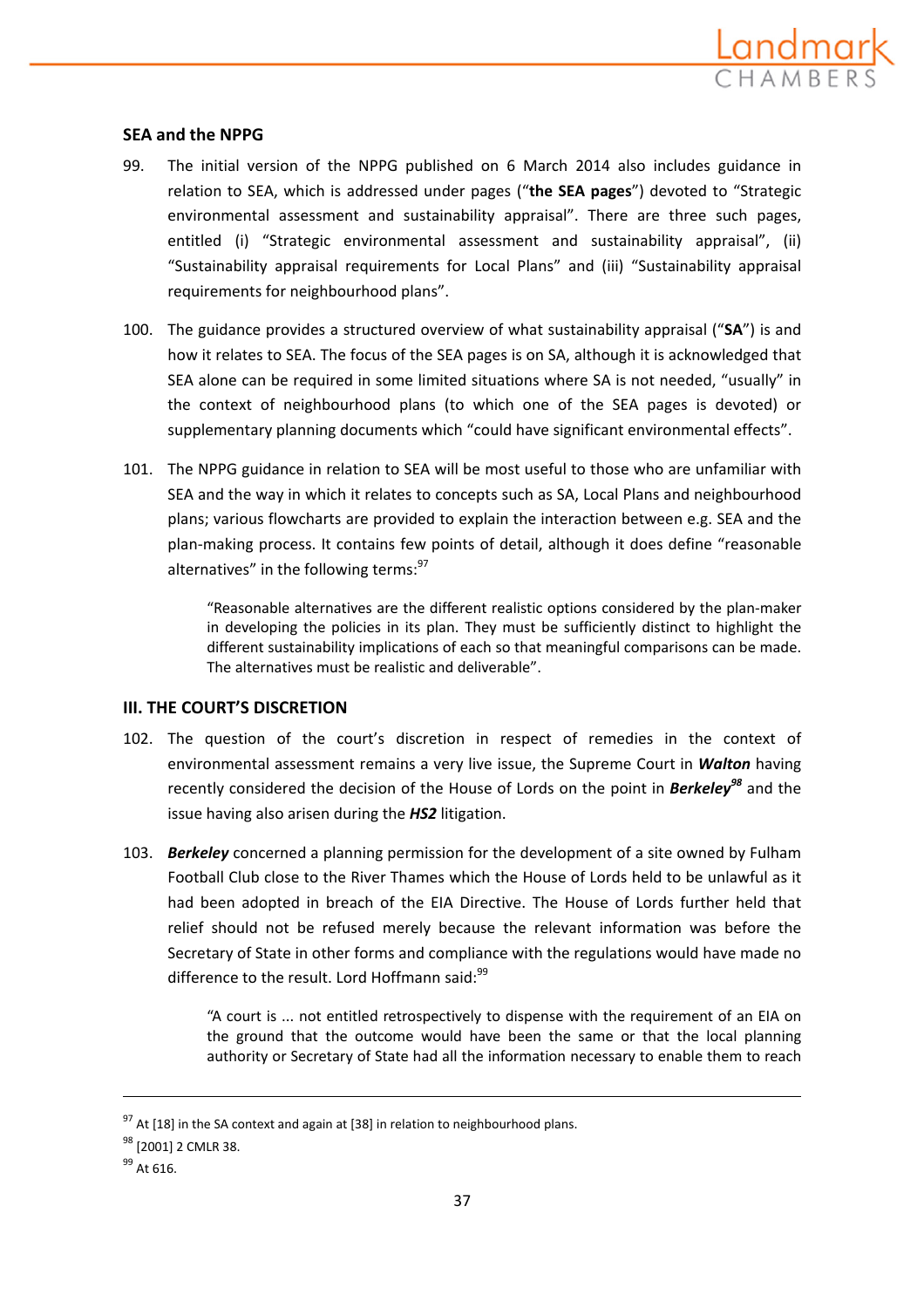### SEA and the NPPG

99. The initial version of the NPPG published on 6 March 2014 also includes guidance in relation to SEA, which is addressed under pages ("**the SEA pages**") devoted to "Strategic environmental assessment and sustainability appraisal". There are three such pages, entitled (i) "Strategic environmental assessment and sustainability appraisal", (ii) "Sustainability appraisal requirements for Local Plans" and (iii) "Sustainability appraisal requirements for neighbourhood plans".

100. The guidance provides a structured overview of what sustainability appraisal ("**SA**") is and how it relates to SEA. The focus of the SEA pages is on SA, although it is acknowledged that SEA alone can be required in some limited situations where SA is not needed, "usually" in the context of neighbourhood plans (to which one of the SEA pages is devoted) or supplementary planning documents which "could have significant environmental effects".

101. The NPPG guidance in relation to SEA will be most useful to those who are unfamiliar with SEA and the way in which it relates to concepts such as SA, Local Plans and neighbourhood plans; various flowcharts are provided to explain the interaction between e.g. SEA and the plan-making process. It contains few points of detail, although it does define "reasonable alternatives" in the following terms:[97]

> "Reasonable alternatives are the different realistic options considered by the plan-maker in developing the policies in its plan. They must be sufficiently distinct to highlight the different sustainability implications of each so that meaningful comparisons can be made. The alternatives must be realistic and deliverable".

### III. THE COURT'S DISCRETION

102. The question of the court's discretion in respect of remedies in the context of environmental assessment remains a very live issue, the Supreme Court in ***Walton*** having recently considered the decision of the House of Lords on the point in ***Berkeley***[98] and the issue having also arisen during the ***HS2*** litigation.

103. ***Berkeley*** concerned a planning permission for the development of a site owned by Fulham Football Club close to the River Thames which the House of Lords held to be unlawful as it had been adopted in breach of the EIA Directive. The House of Lords further held that relief should not be refused merely because the relevant information was before the Secretary of State in other forms and compliance with the regulations would have made no difference to the result. Lord Hoffmann said:[99]

> "A court is ... not entitled retrospectively to dispense with the requirement of an EIA on the ground that the outcome would have been the same or that the local planning authority or Secretary of State had all the information necessary to enable them to reach

---

[97] At [18] in the SA context and again at [38] in relation to neighbourhood plans.

[98] [2001] 2 CMLR 38.

[99] At 616.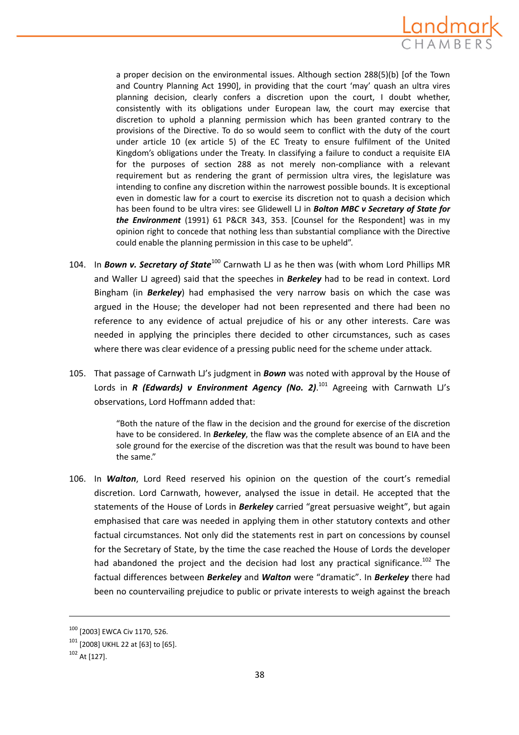a proper decision on the environmental issues. Although section 288(5)(b) [of the Town and Country Planning Act 1990], in providing that the court 'may' quash an ultra vires planning decision, clearly confers a discretion upon the court, I doubt whether, consistently with its obligations under European law, the court may exercise that discretion to uphold a planning permission which has been granted contrary to the provisions of the Directive. To do so would seem to conflict with the duty of the court under article 10 (ex article 5) of the EC Treaty to ensure fulfilment of the United Kingdom's obligations under the Treaty. In classifying a failure to conduct a requisite EIA for the purposes of section 288 as not merely non-compliance with a relevant requirement but as rendering the grant of permission ultra vires, the legislature was intending to confine any discretion within the narrowest possible bounds. It is exceptional even in domestic law for a court to exercise its discretion not to quash a decision which has been found to be ultra vires: see Glidewell LJ in ***Bolton MBC v Secretary of State for the Environment*** (1991) 61 P&CR 343, 353. [Counsel for the Respondent] was in my opinion right to concede that nothing less than substantial compliance with the Directive could enable the planning permission in this case to be upheld".

104. In ***Bown v. Secretary of State***[100] Carnwath LJ as he then was (with whom Lord Phillips MR and Waller LJ agreed) said that the speeches in ***Berkeley*** had to be read in context. Lord Bingham (in ***Berkeley***) had emphasised the very narrow basis on which the case was argued in the House; the developer had not been represented and there had been no reference to any evidence of actual prejudice of his or any other interests. Care was needed in applying the principles there decided to other circumstances, such as cases where there was clear evidence of a pressing public need for the scheme under attack.

105. That passage of Carnwath LJ's judgment in ***Bown*** was noted with approval by the House of Lords in ***R (Edwards) v Environment Agency (No. 2)***.[101] Agreeing with Carnwath LJ's observations, Lord Hoffmann added that:

> "Both the nature of the flaw in the decision and the ground for exercise of the discretion have to be considered. In ***Berkeley***, the flaw was the complete absence of an EIA and the sole ground for the exercise of the discretion was that the result was bound to have been the same."

106. In ***Walton***, Lord Reed reserved his opinion on the question of the court's remedial discretion. Lord Carnwath, however, analysed the issue in detail. He accepted that the statements of the House of Lords in ***Berkeley*** carried "great persuasive weight", but again emphasised that care was needed in applying them in other statutory contexts and other factual circumstances. Not only did the statements rest in part on concessions by counsel for the Secretary of State, by the time the case reached the House of Lords the developer had abandoned the project and the decision had lost any practical significance.[102] The factual differences between ***Berkeley*** and ***Walton*** were "dramatic". In ***Berkeley*** there had been no countervailing prejudice to public or private interests to weigh against the breach

---

[100] [2003] EWCA Civ 1170, 526.

[101] [2008] UKHL 22 at [63] to [65].

[102] At [127].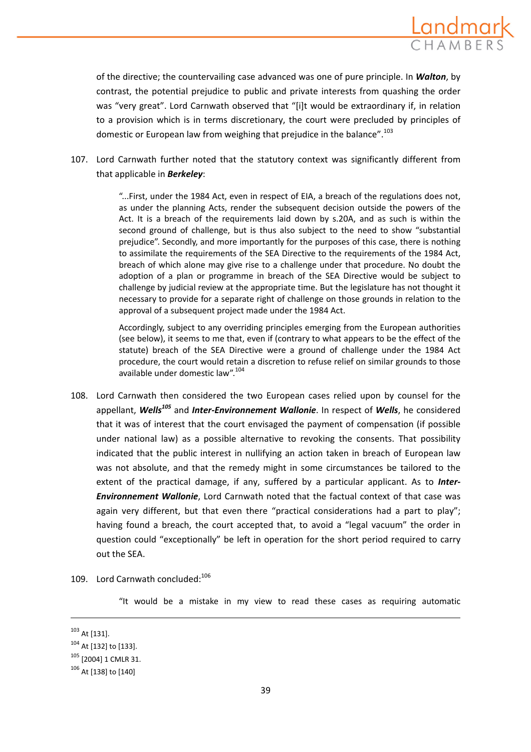of the directive; the countervailing case advanced was one of pure principle. In ***Walton***, by contrast, the potential prejudice to public and private interests from quashing the order was "very great". Lord Carnwath observed that "[i]t would be extraordinary if, in relation to a provision which is in terms discretionary, the court were precluded by principles of domestic or European law from weighing that prejudice in the balance".[103]

107. Lord Carnwath further noted that the statutory context was significantly different from that applicable in ***Berkeley***:

> "...First, under the 1984 Act, even in respect of EIA, a breach of the regulations does not, as under the planning Acts, render the subsequent decision outside the powers of the Act. It is a breach of the requirements laid down by s.20A, and as such is within the second ground of challenge, but is thus also subject to the need to show "substantial prejudice". Secondly, and more importantly for the purposes of this case, there is nothing to assimilate the requirements of the SEA Directive to the requirements of the 1984 Act, breach of which alone may give rise to a challenge under that procedure. No doubt the adoption of a plan or programme in breach of the SEA Directive would be subject to challenge by judicial review at the appropriate time. But the legislature has not thought it necessary to provide for a separate right of challenge on those grounds in relation to the approval of a subsequent project made under the 1984 Act.
>
> Accordingly, subject to any overriding principles emerging from the European authorities (see below), it seems to me that, even if (contrary to what appears to be the effect of the statute) breach of the SEA Directive were a ground of challenge under the 1984 Act procedure, the court would retain a discretion to refuse relief on similar grounds to those available under domestic law".[104]

108. Lord Carnwath then considered the two European cases relied upon by counsel for the appellant, ***Wells***[105] and ***Inter-Environnement Wallonie***. In respect of ***Wells***, he considered that it was of interest that the court envisaged the payment of compensation (if possible under national law) as a possible alternative to revoking the consents. That possibility indicated that the public interest in nullifying an action taken in breach of European law was not absolute, and that the remedy might in some circumstances be tailored to the extent of the practical damage, if any, suffered by a particular applicant. As to ***Inter-Environnement Wallonie***, Lord Carnwath noted that the factual context of that case was again very different, but that even there "practical considerations had a part to play"; having found a breach, the court accepted that, to avoid a "legal vacuum" the order in question could "exceptionally" be left in operation for the short period required to carry out the SEA.

109. Lord Carnwath concluded:[106]

> "It would be a mistake in my view to read these cases as requiring automatic

---

[103] At [131].

[104] At [132] to [133].

[105] [2004] 1 CMLR 31.

[106] At [138] to [140]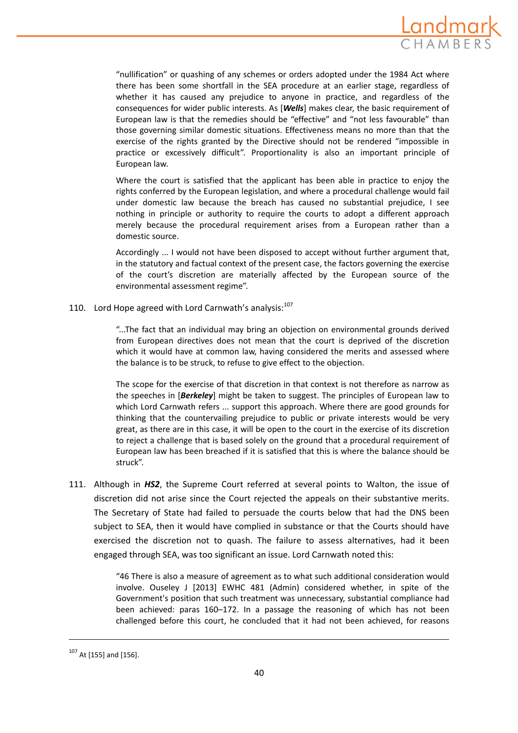> "nullification" or quashing of any schemes or orders adopted under the 1984 Act where there has been some shortfall in the SEA procedure at an earlier stage, regardless of whether it has caused any prejudice to anyone in practice, and regardless of the consequences for wider public interests. As [***Wells***] makes clear, the basic requirement of European law is that the remedies should be "effective" and "not less favourable" than those governing similar domestic situations. Effectiveness means no more than that the exercise of the rights granted by the Directive should not be rendered "impossible in practice or excessively difficult". Proportionality is also an important principle of European law.
>
> Where the court is satisfied that the applicant has been able in practice to enjoy the rights conferred by the European legislation, and where a procedural challenge would fail under domestic law because the breach has caused no substantial prejudice, I see nothing in principle or authority to require the courts to adopt a different approach merely because the procedural requirement arises from a European rather than a domestic source.
>
> Accordingly ... I would not have been disposed to accept without further argument that, in the statutory and factual context of the present case, the factors governing the exercise of the court's discretion are materially affected by the European source of the environmental assessment regime".

110. Lord Hope agreed with Lord Carnwath's analysis:[107]

> "...The fact that an individual may bring an objection on environmental grounds derived from European directives does not mean that the court is deprived of the discretion which it would have at common law, having considered the merits and assessed where the balance is to be struck, to refuse to give effect to the objection.
>
> The scope for the exercise of that discretion in that context is not therefore as narrow as the speeches in [***Berkeley***] might be taken to suggest. The principles of European law to which Lord Carnwath refers ... support this approach. Where there are good grounds for thinking that the countervailing prejudice to public or private interests would be very great, as there are in this case, it will be open to the court in the exercise of its discretion to reject a challenge that is based solely on the ground that a procedural requirement of European law has been breached if it is satisfied that this is where the balance should be struck".

111. Although in ***HS2***, the Supreme Court referred at several points to Walton, the issue of discretion did not arise since the Court rejected the appeals on their substantive merits. The Secretary of State had failed to persuade the courts below that had the DNS been subject to SEA, then it would have complied in substance or that the Courts should have exercised the discretion not to quash. The failure to assess alternatives, had it been engaged through SEA, was too significant an issue. Lord Carnwath noted this:

> "46 There is also a measure of agreement as to what such additional consideration would involve. Ouseley J [2013] EWHC 481 (Admin) considered whether, in spite of the Government's position that such treatment was unnecessary, substantial compliance had been achieved: paras 160–172. In a passage the reasoning of which has not been challenged before this court, he concluded that it had not been achieved, for reasons

---

[107] At [155] and [156].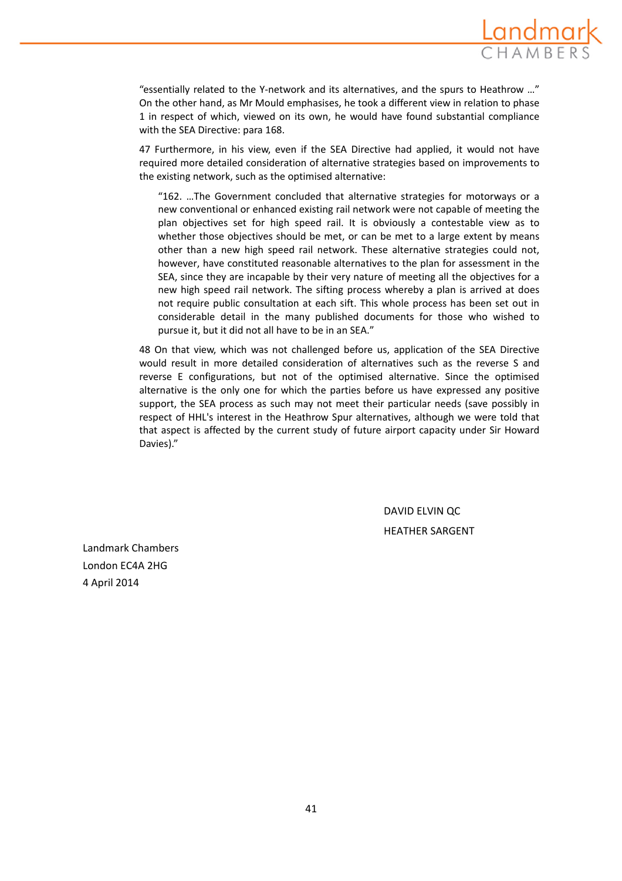"essentially related to the Y-network and its alternatives, and the spurs to Heathrow …" On the other hand, as Mr Mould emphasises, he took a different view in relation to phase 1 in respect of which, viewed on its own, he would have found substantial compliance with the SEA Directive: para 168.

47 Furthermore, in his view, even if the SEA Directive had applied, it would not have required more detailed consideration of alternative strategies based on improvements to the existing network, such as the optimised alternative:

> "162. …The Government concluded that alternative strategies for motorways or a new conventional or enhanced existing rail network were not capable of meeting the plan objectives set for high speed rail. It is obviously a contestable view as to whether those objectives should be met, or can be met to a large extent by means other than a new high speed rail network. These alternative strategies could not, however, have constituted reasonable alternatives to the plan for assessment in the SEA, since they are incapable by their very nature of meeting all the objectives for a new high speed rail network. The sifting process whereby a plan is arrived at does not require public consultation at each sift. This whole process has been set out in considerable detail in the many published documents for those who wished to pursue it, but it did not all have to be in an SEA."

48 On that view, which was not challenged before us, application of the SEA Directive would result in more detailed consideration of alternatives such as the reverse S and reverse E configurations, but not of the optimised alternative. Since the optimised alternative is the only one for which the parties before us have expressed any positive support, the SEA process as such may not meet their particular needs (save possibly in respect of HHL's interest in the Heathrow Spur alternatives, although we were told that that aspect is affected by the current study of future airport capacity under Sir Howard Davies)."

DAVID ELVIN QC

HEATHER SARGENT

Landmark Chambers
London EC4A 2HG
4 April 2014